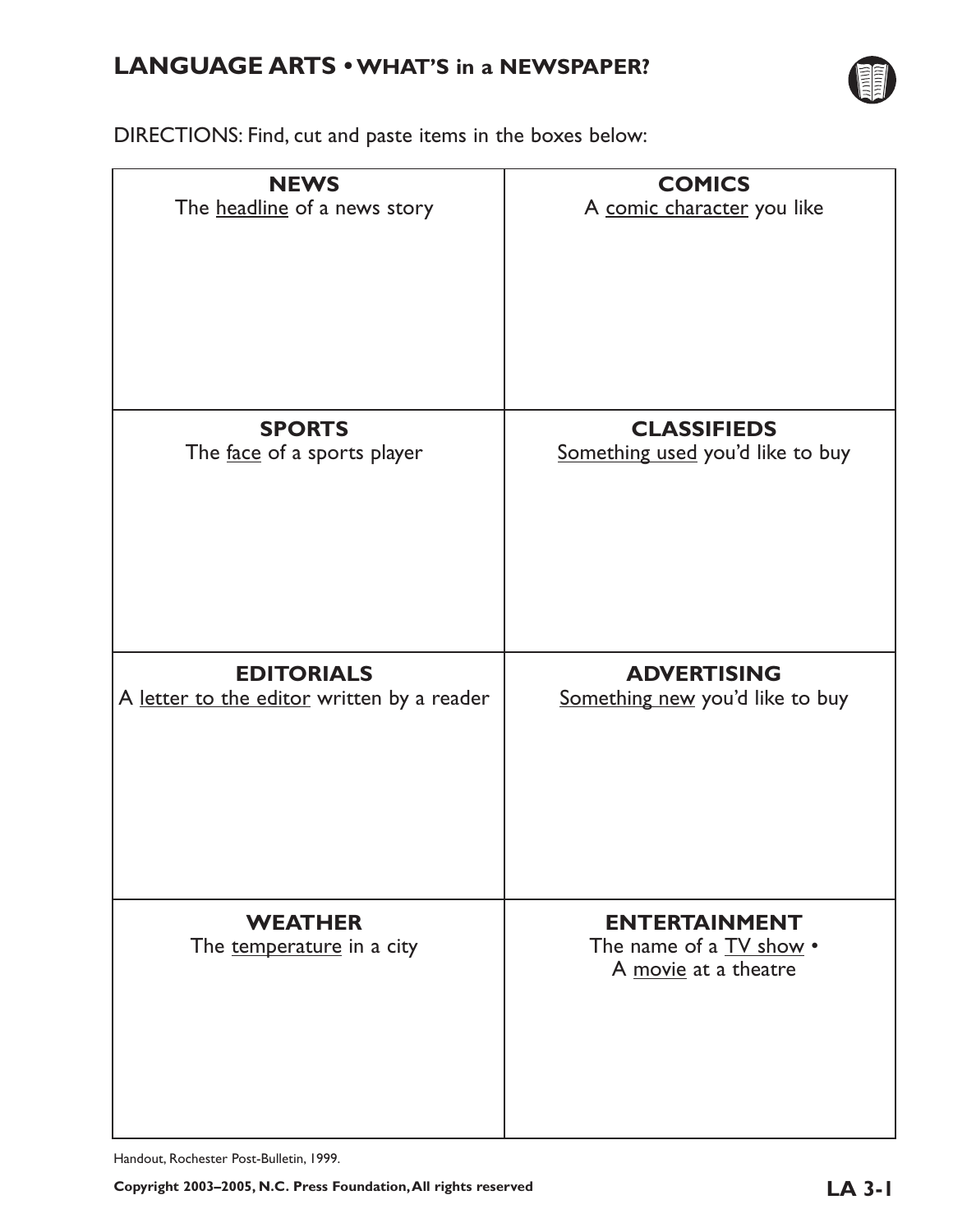## LANGUAGE ARTS • WHAT'S in a NEWSPAPER?

DIRECTIONS: Find, cut and paste items in the boxes below:

| **NEWS**<br>The <u>headline</u> of a news story | **COMICS**<br>A <u>comic character</u> you like |
|---|---|
| **SPORTS**<br>The <u>face</u> of a sports player | **CLASSIFIEDS**<br><u>Something used</u> you'd like to buy |
| **EDITORIALS**<br>A <u>letter to the editor</u> written by a reader | **ADVERTISING**<br><u>Something new</u> you'd like to buy |
| **WEATHER**<br>The <u>temperature</u> in a city | **ENTERTAINMENT**<br>The name of a <u>TV show</u> • A <u>movie</u> at a theatre |

Handout, Rochester Post-Bulletin, 1999.

**Copyright 2003–2005, N.C. Press Foundation, All rights reserved**

**LA 3-1**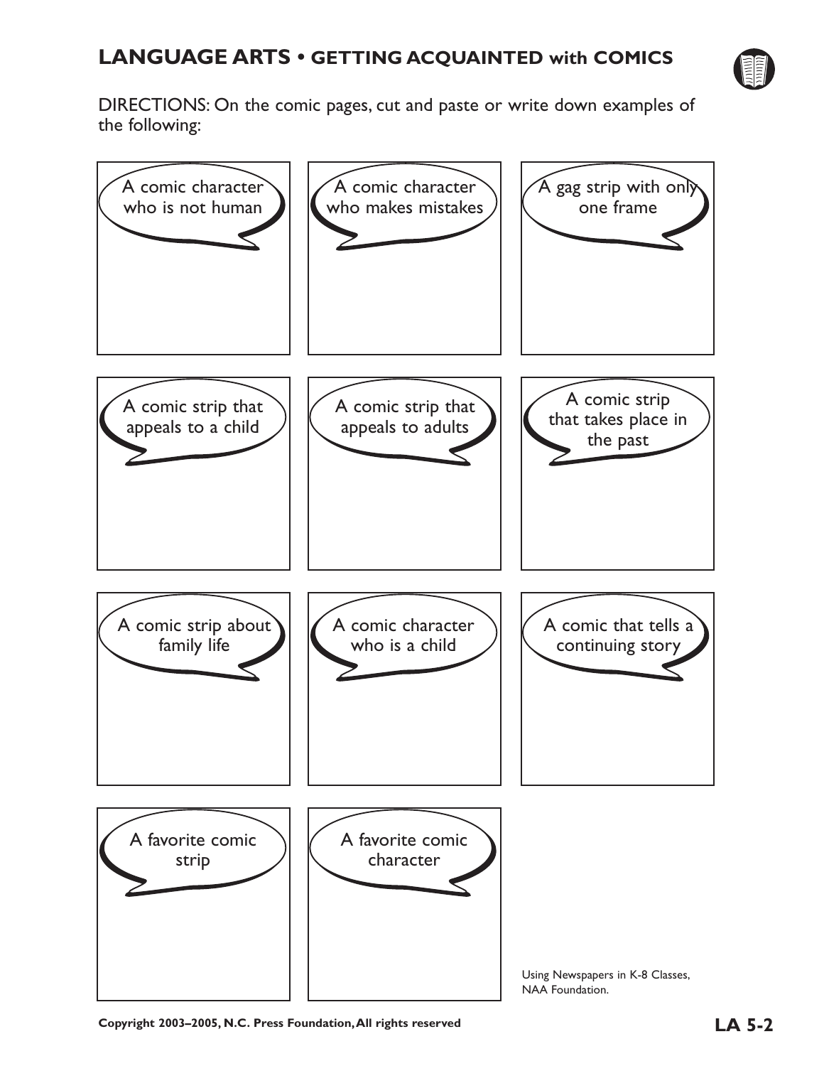# LANGUAGE ARTS • GETTING ACQUAINTED with COMICS

DIRECTIONS: On the comic pages, cut and paste or write down examples of the following:

| | | |
|---|---|---|
| A comic character who is not human | A comic character who makes mistakes | A gag strip with only one frame |
| A comic strip that appeals to a child | A comic strip that appeals to adults | A comic strip that takes place in the past |
| A comic strip about family life | A comic character who is a child | A comic that tells a continuing story |
| A favorite comic strip | A favorite comic character | |

Using Newspapers in K-8 Classes, NAA Foundation.

Copyright 2003–2005, N.C. Press Foundation, All rights reserved

LA 5-2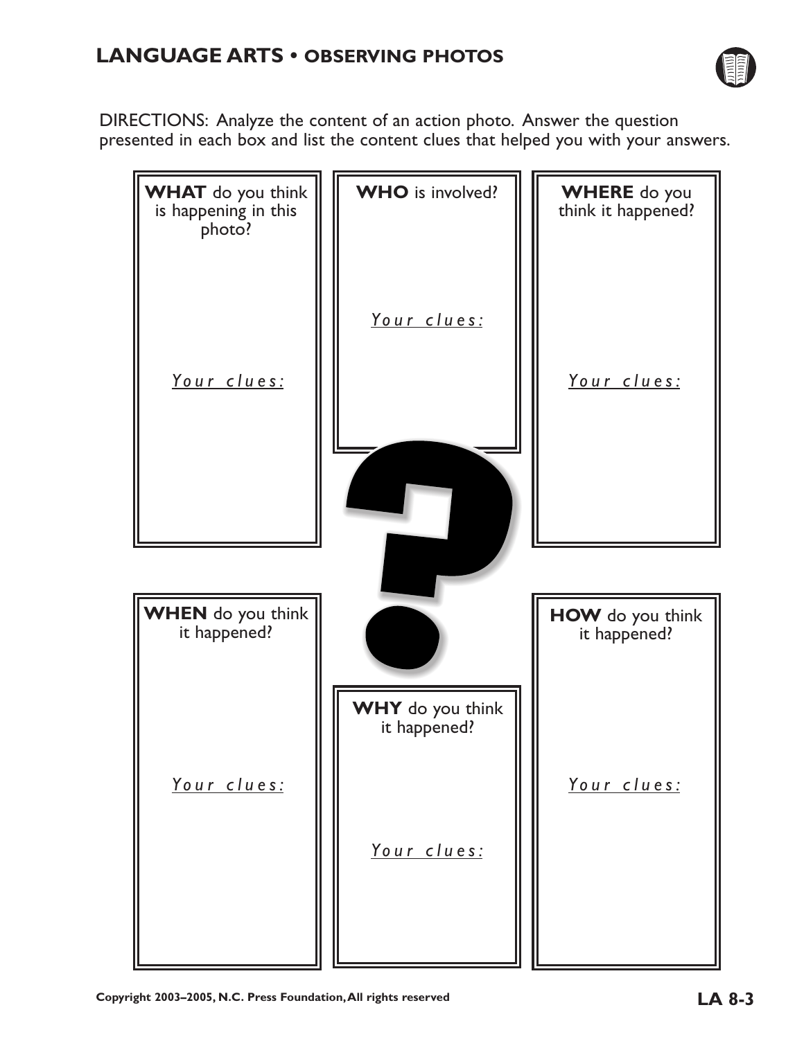# LANGUAGE ARTS • OBSERVING PHOTOS

DIRECTIONS: Analyze the content of an action photo. Answer the question presented in each box and list the content clues that helped you with your answers.

**WHAT** do you think is happening in this photo?

*Your clues:*

**WHO** is involved?

*Your clues:*

**WHERE** do you think it happened?

*Your clues:*

**WHEN** do you think it happened?

*Your clues:*

**WHY** do you think it happened?

*Your clues:*

**HOW** do you think it happened?

*Your clues:*

Copyright 2003–2005, N.C. Press Foundation, All rights reserved

LA 8-3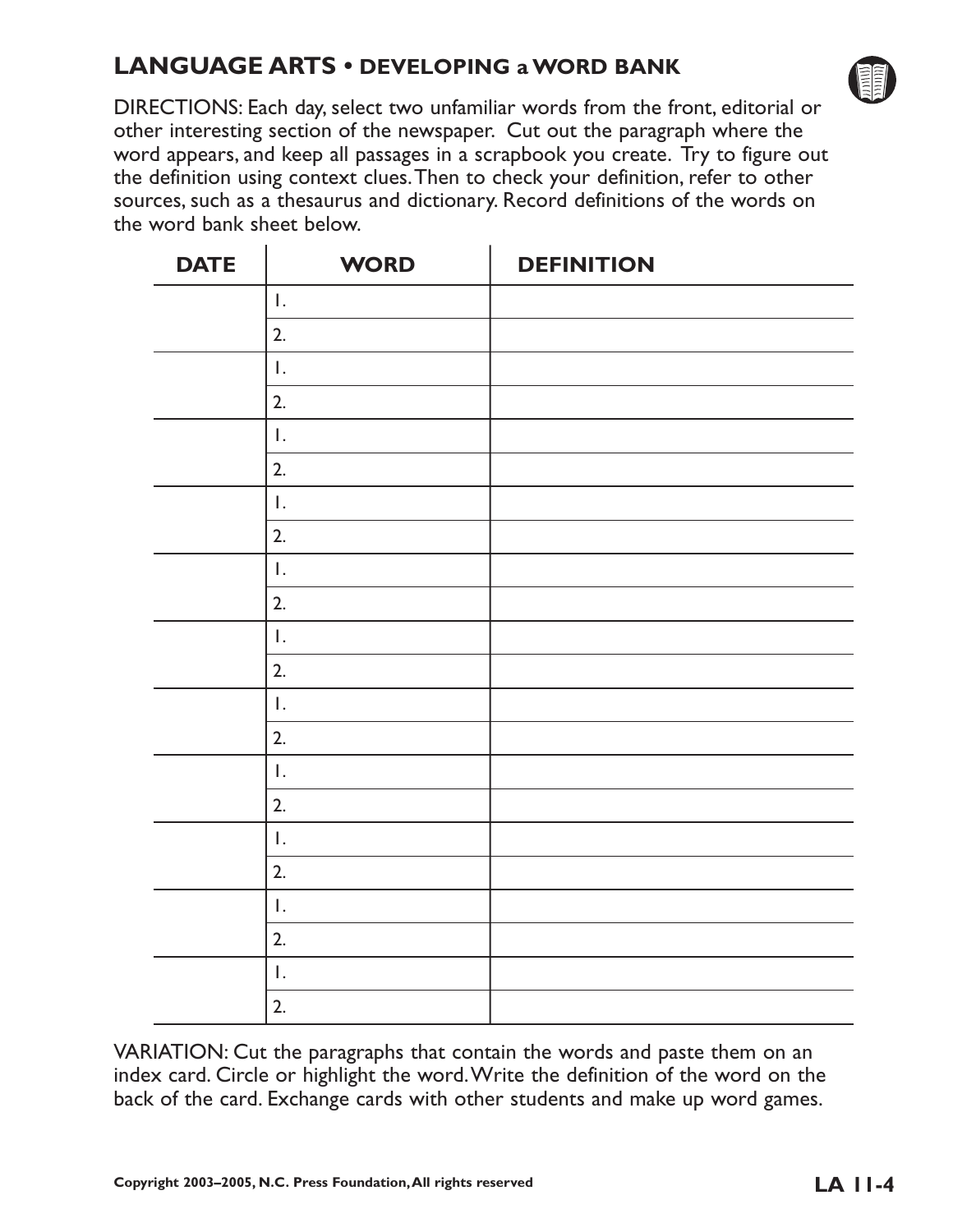## LANGUAGE ARTS • DEVELOPING a WORD BANK

DIRECTIONS: Each day, select two unfamiliar words from the front, editorial or other interesting section of the newspaper. Cut out the paragraph where the word appears, and keep all passages in a scrapbook you create. Try to figure out the definition using context clues. Then to check your definition, refer to other sources, such as a thesaurus and dictionary. Record definitions of the words on the word bank sheet below.

| DATE | WORD | DEFINITION |
|---|---|---|
| | 1. | |
| | 2. | |
| | 1. | |
| | 2. | |
| | 1. | |
| | 2. | |
| | 1. | |
| | 2. | |
| | 1. | |
| | 2. | |
| | 1. | |
| | 2. | |
| | 1. | |
| | 2. | |
| | 1. | |
| | 2. | |
| | 1. | |
| | 2. | |
| | 1. | |
| | 2. | |
| | 1. | |
| | 2. | |

VARIATION: Cut the paragraphs that contain the words and paste them on an index card. Circle or highlight the word. Write the definition of the word on the back of the card. Exchange cards with other students and make up word games.

Copyright 2003–2005, N.C. Press Foundation, All rights reserved

LA 11-4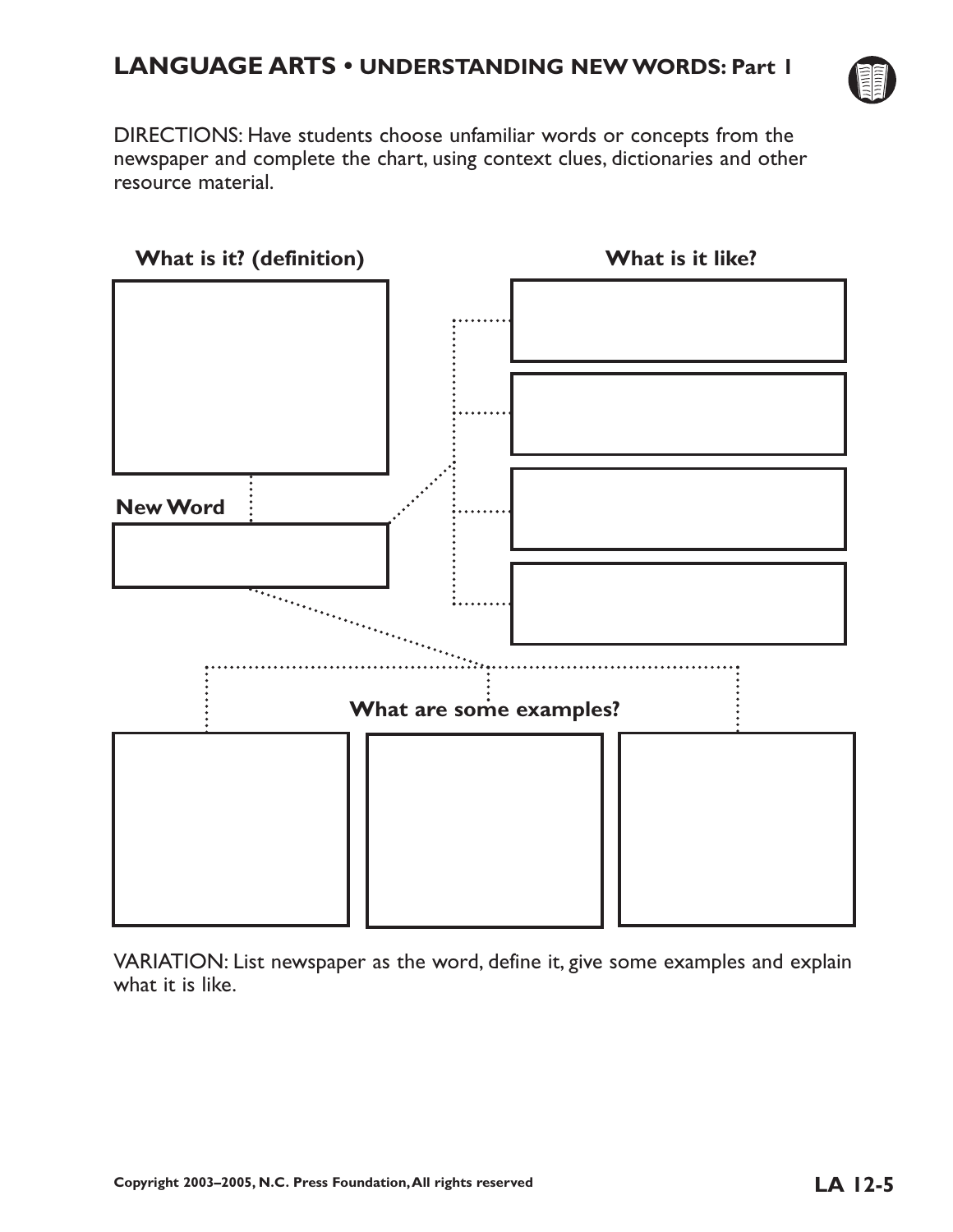## LANGUAGE ARTS • UNDERSTANDING NEW WORDS: Part 1

DIRECTIONS: Have students choose unfamiliar words or concepts from the newspaper and complete the chart, using context clues, dictionaries and other resource material.

**What is it? (definition)**

**What is it like?**

**New Word**

**What are some examples?**

VARIATION: List newspaper as the word, define it, give some examples and explain what it is like.

Copyright 2003–2005, N.C. Press Foundation, All rights reserved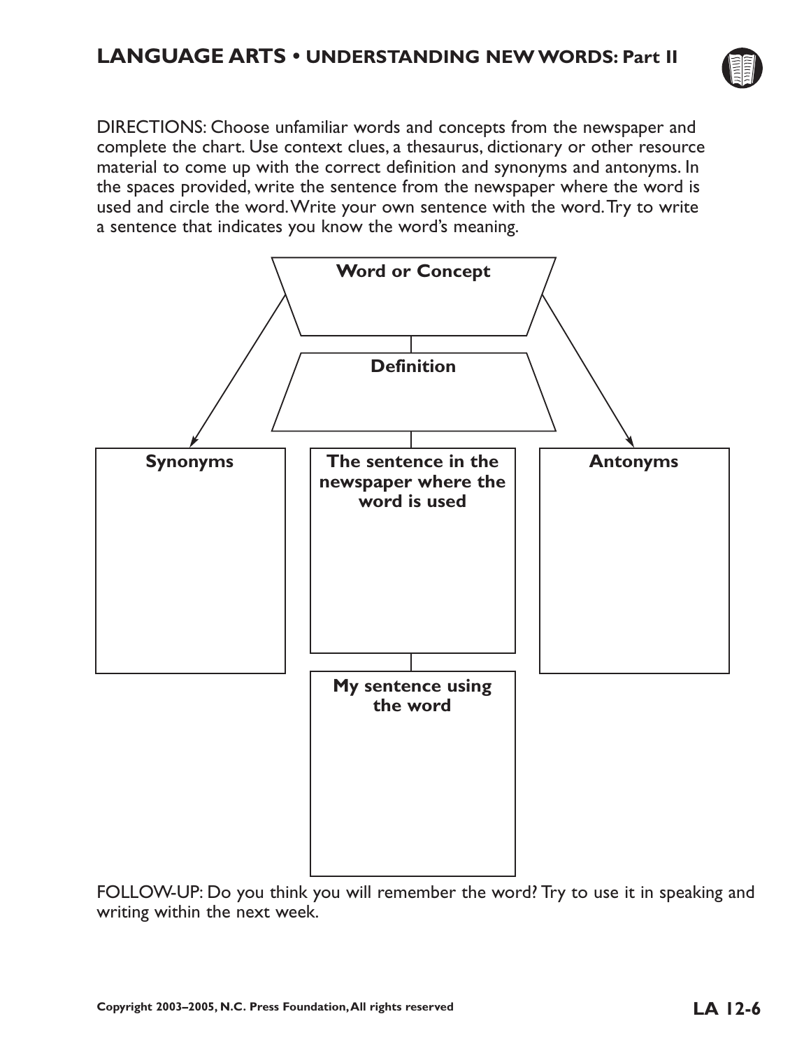# LANGUAGE ARTS • UNDERSTANDING NEW WORDS: Part II

DIRECTIONS: Choose unfamiliar words and concepts from the newspaper and complete the chart. Use context clues, a thesaurus, dictionary or other resource material to come up with the correct definition and synonyms and antonyms. In the spaces provided, write the sentence from the newspaper where the word is used and circle the word. Write your own sentence with the word. Try to write a sentence that indicates you know the word's meaning.

**Word or Concept**

**Definition**

**Synonyms**

**The sentence in the newspaper where the word is used**

**Antonyms**

**My sentence using the word**

FOLLOW-UP: Do you think you will remember the word? Try to use it in speaking and writing within the next week.

Copyright 2003–2005, N.C. Press Foundation, All rights reserved

**LA 12-6**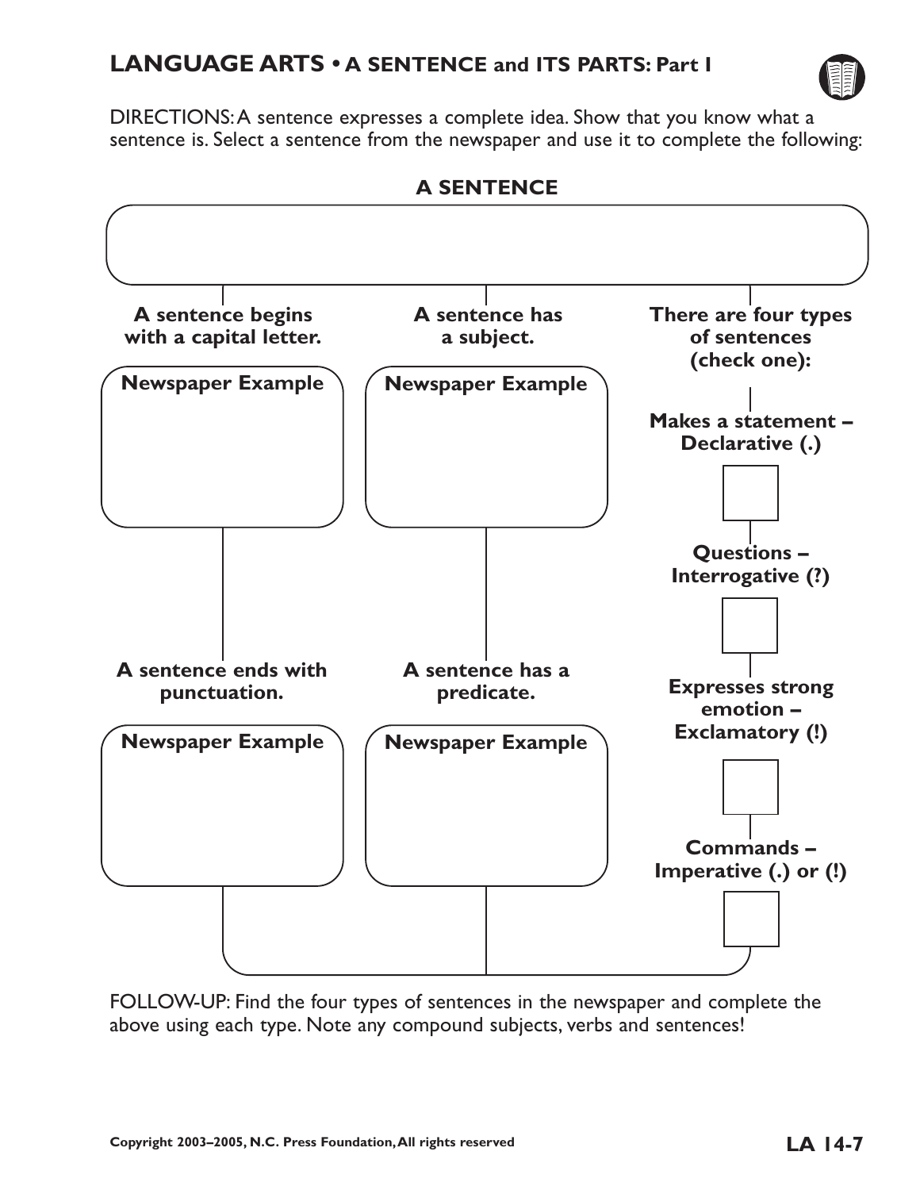# LANGUAGE ARTS • A SENTENCE and ITS PARTS: Part I

DIRECTIONS: A sentence expresses a complete idea. Show that you know what a sentence is. Select a sentence from the newspaper and use it to complete the following:

## A SENTENCE

**A sentence begins with a capital letter.**

**Newspaper Example**

**A sentence ends with punctuation.**

**Newspaper Example**

**A sentence has a subject.**

**Newspaper Example**

**A sentence has a predicate.**

**Newspaper Example**

**There are four types of sentences (check one):**

- **Makes a statement – Declarative (.)** ☐
- **Questions – Interrogative (?)** ☐
- **Expresses strong emotion – Exclamatory (!)** ☐
- **Commands – Imperative (.) or (!)** ☐

FOLLOW-UP: Find the four types of sentences in the newspaper and complete the above using each type. Note any compound subjects, verbs and sentences!

Copyright 2003–2005, N.C. Press Foundation, All rights reserved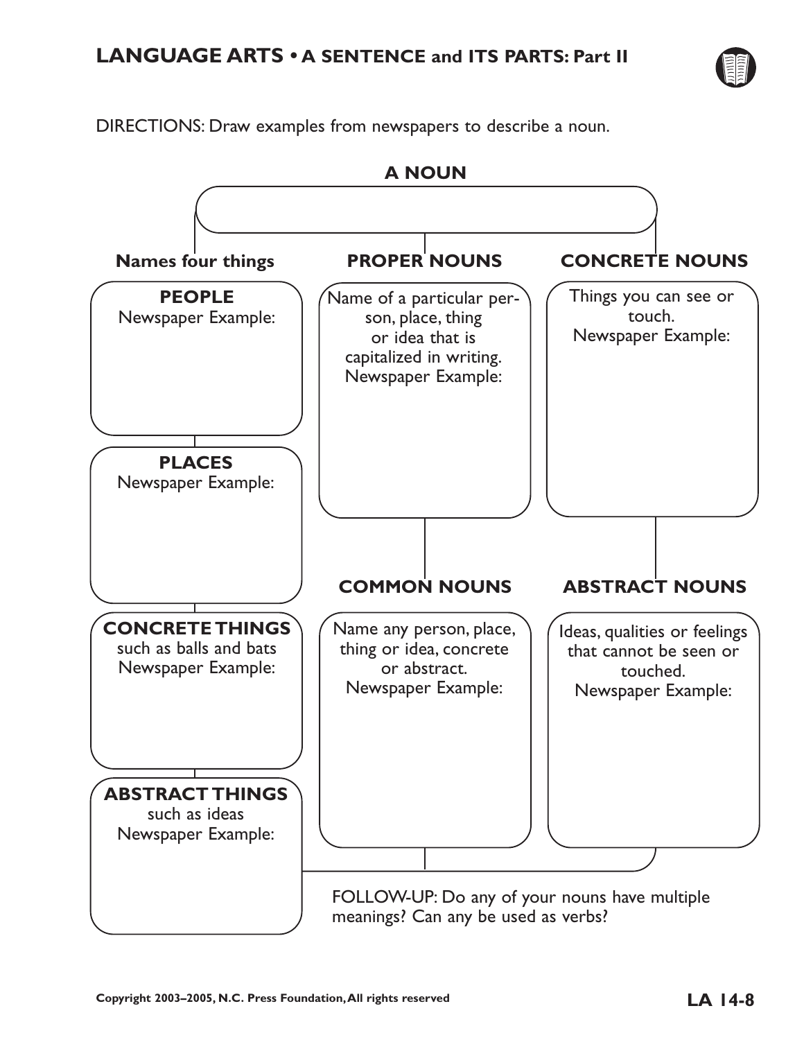## LANGUAGE ARTS • A SENTENCE and ITS PARTS: Part II

DIRECTIONS: Draw examples from newspapers to describe a noun.

### A NOUN

**Names four things**

**PEOPLE**
Newspaper Example:

**PLACES**
Newspaper Example:

**CONCRETE THINGS**
such as balls and bats
Newspaper Example:

**ABSTRACT THINGS**
such as ideas
Newspaper Example:

**PROPER NOUNS**

Name of a particular person, place, thing or idea that is capitalized in writing.
Newspaper Example:

**COMMON NOUNS**

Name any person, place, thing or idea, concrete or abstract.
Newspaper Example:

**CONCRETE NOUNS**

Things you can see or touch.
Newspaper Example:

**ABSTRACT NOUNS**

Ideas, qualities or feelings that cannot be seen or touched.
Newspaper Example:

FOLLOW-UP: Do any of your nouns have multiple meanings? Can any be used as verbs?

Copyright 2003–2005, N.C. Press Foundation, All rights reserved

**LA 14-8**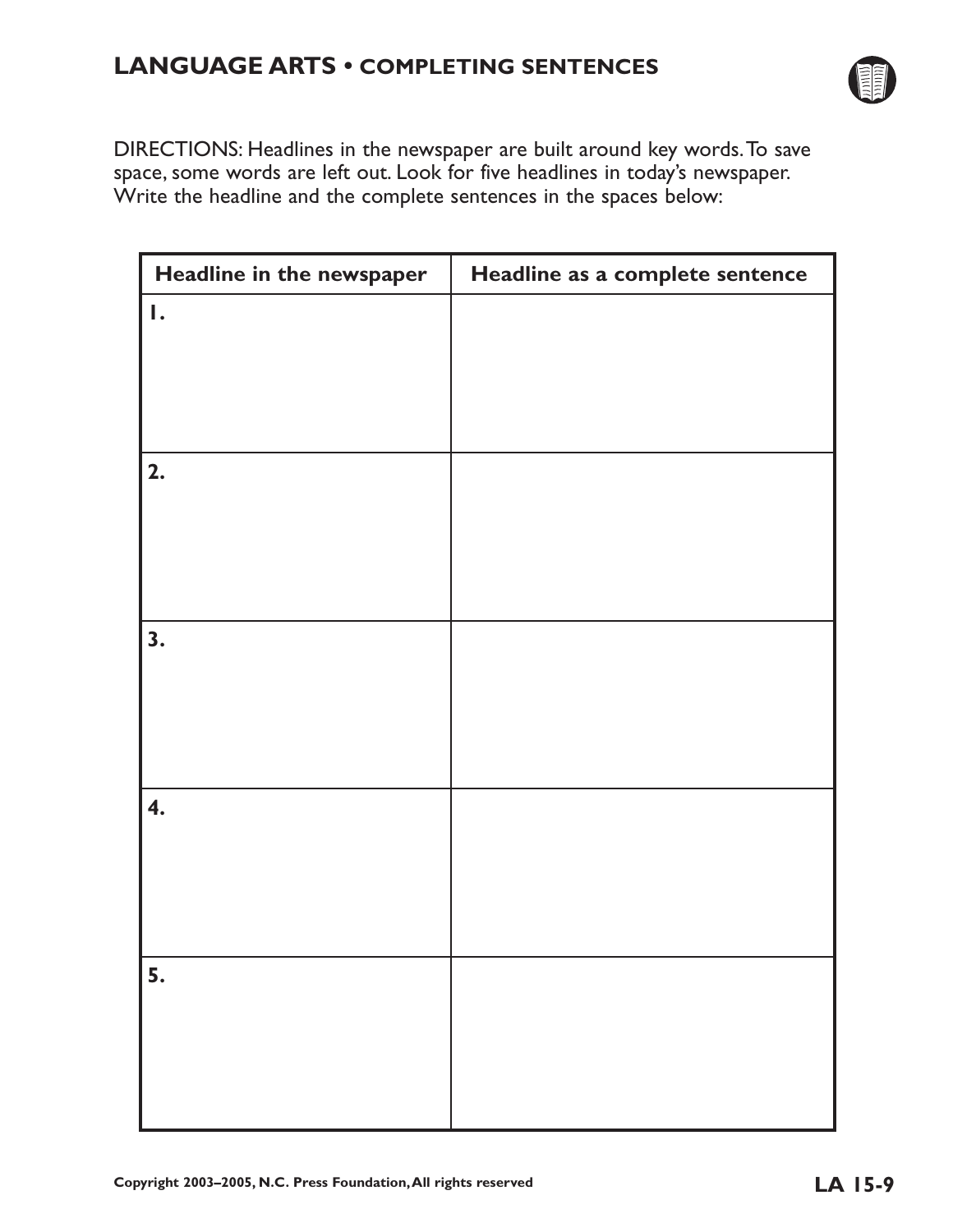## LANGUAGE ARTS • COMPLETING SENTENCES

DIRECTIONS: Headlines in the newspaper are built around key words. To save space, some words are left out. Look for five headlines in today's newspaper. Write the headline and the complete sentences in the spaces below:

| Headline in the newspaper | Headline as a complete sentence |
|---|---|
| 1. | |
| 2. | |
| 3. | |
| 4. | |
| 5. | |

Copyright 2003–2005, N.C. Press Foundation, All rights reserved

LA 15-9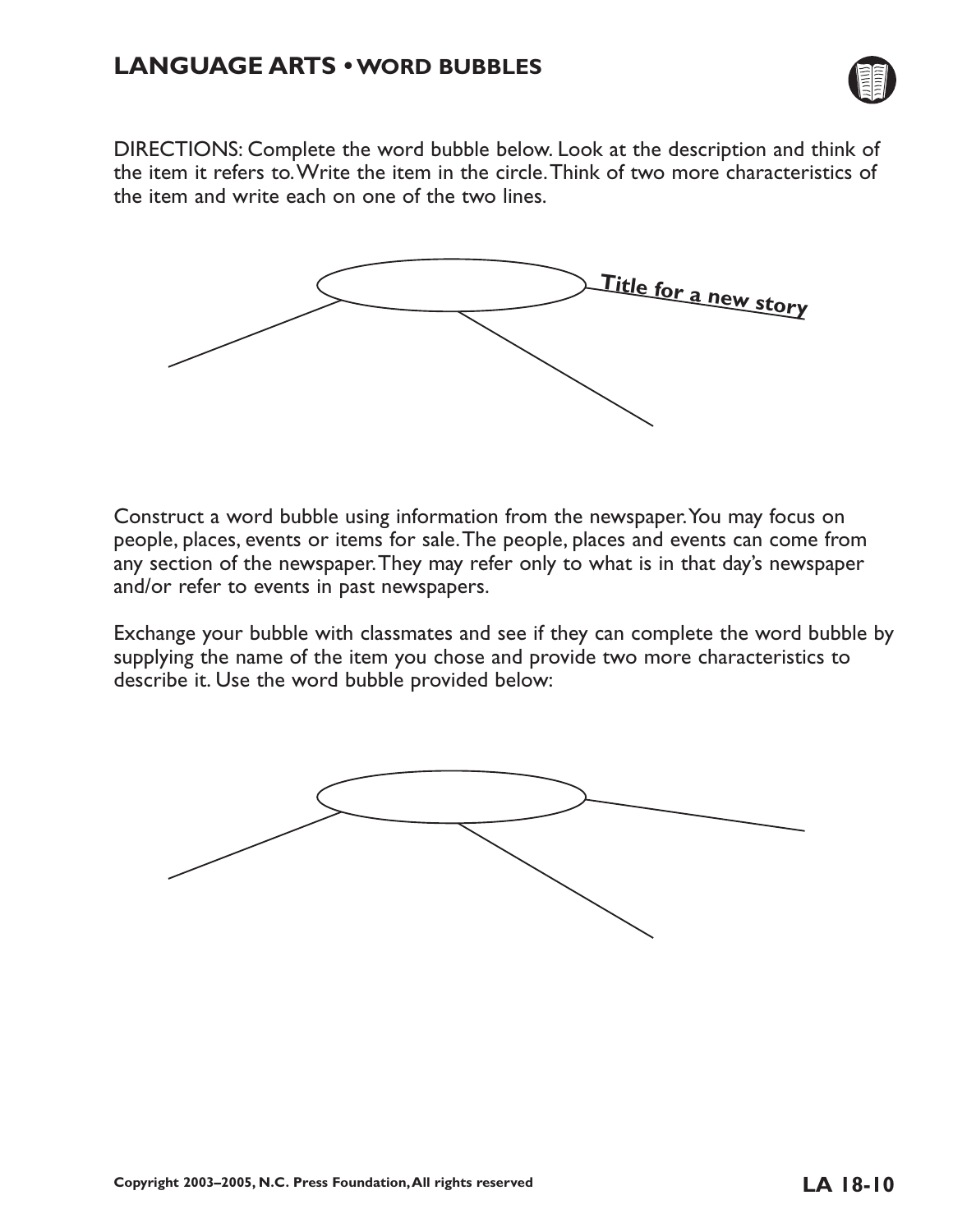# LANGUAGE ARTS • WORD BUBBLES

DIRECTIONS: Complete the word bubble below. Look at the description and think of the item it refers to. Write the item in the circle. Think of two more characteristics of the item and write each on one of the two lines.

Title for a new story

Construct a word bubble using information from the newspaper. You may focus on people, places, events or items for sale. The people, places and events can come from any section of the newspaper. They may refer only to what is in that day's newspaper and/or refer to events in past newspapers.

Exchange your bubble with classmates and see if they can complete the word bubble by supplying the name of the item you chose and provide two more characteristics to describe it. Use the word bubble provided below:

Copyright 2003–2005, N.C. Press Foundation, All rights reserved

LA 18-10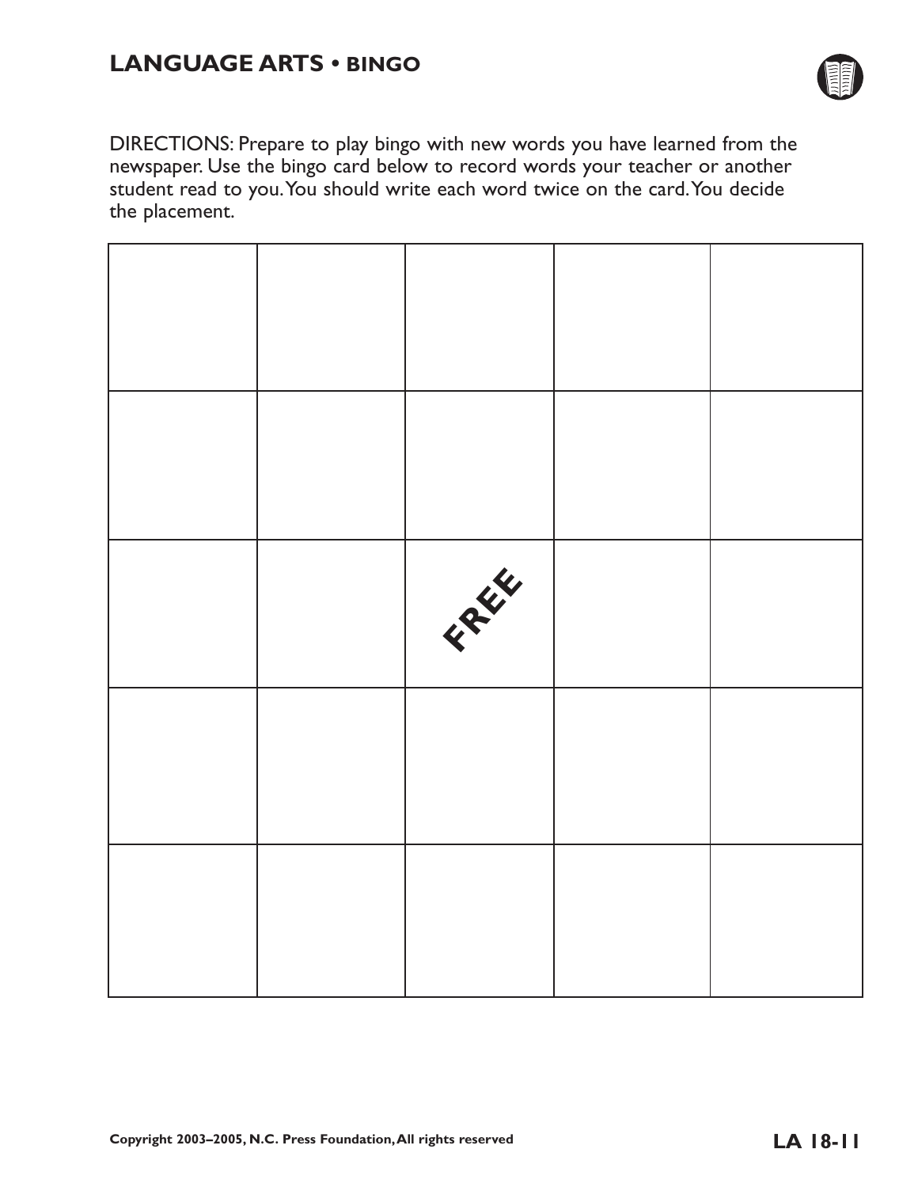# LANGUAGE ARTS • BINGO

DIRECTIONS: Prepare to play bingo with new words you have learned from the newspaper. Use the bingo card below to record words your teacher or another student read to you. You should write each word twice on the card. You decide the placement.

| | | | | |
|---|---|---|---|---|
| | | | | |
| | | | | |
| | | FREE | | |
| | | | | |
| | | | | |

Copyright 2003–2005, N.C. Press Foundation, All rights reserved

LA 18-11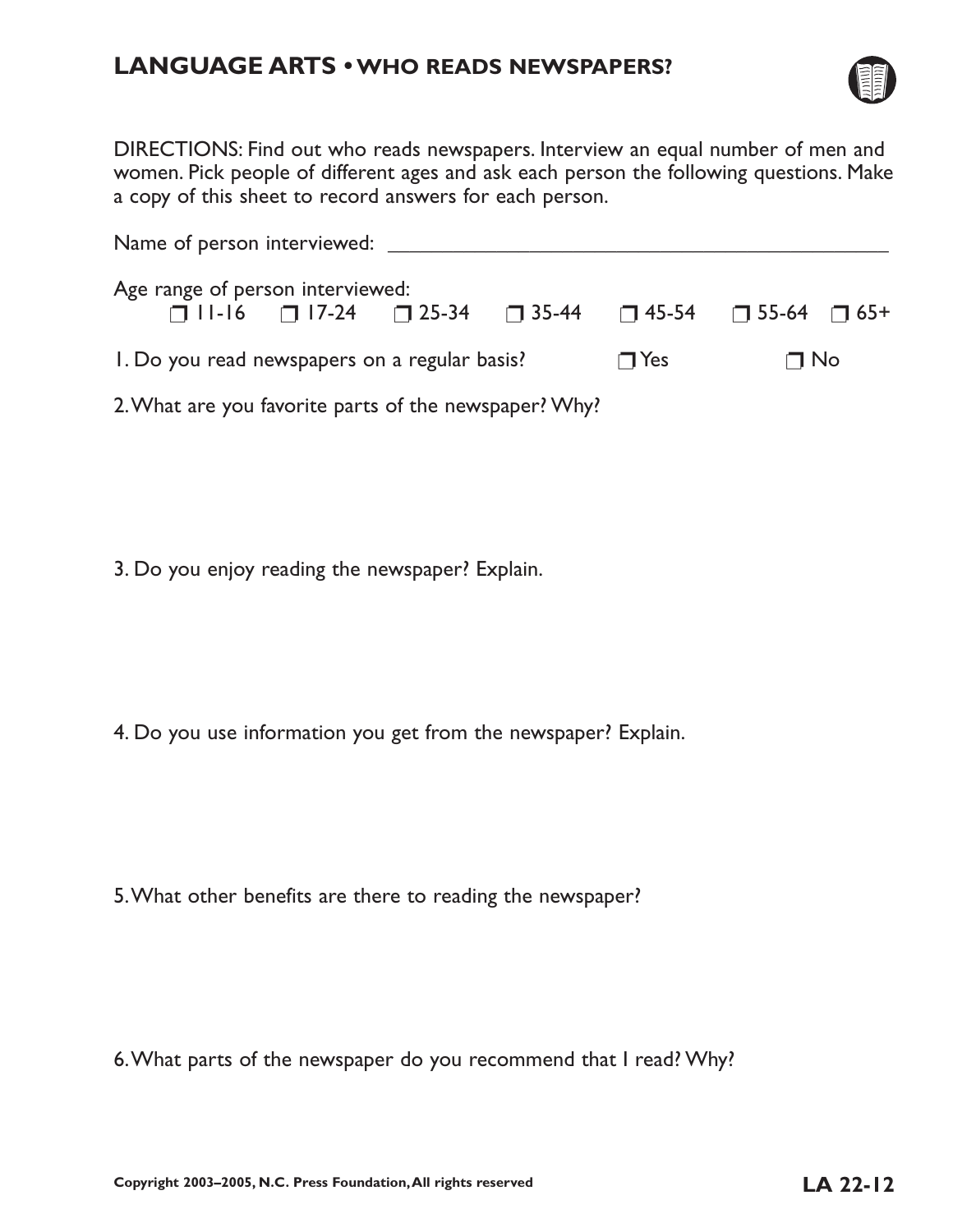## LANGUAGE ARTS • WHO READS NEWSPAPERS?

DIRECTIONS: Find out who reads newspapers. Interview an equal number of men and women. Pick people of different ages and ask each person the following questions. Make a copy of this sheet to record answers for each person.

Name of person interviewed: ____________________________________________

Age range of person interviewed:

❒ 11-16 ❒ 17-24 ❒ 25-34 ❒ 35-44 ❒ 45-54 ❒ 55-64 ❒ 65+

1. Do you read newspapers on a regular basis? ❒ Yes ❒ No

2. What are you favorite parts of the newspaper? Why?

3. Do you enjoy reading the newspaper? Explain.

4. Do you use information you get from the newspaper? Explain.

5. What other benefits are there to reading the newspaper?

6. What parts of the newspaper do you recommend that I read? Why?

**Copyright 2003–2005, N.C. Press Foundation, All rights reserved**

**LA 22-12**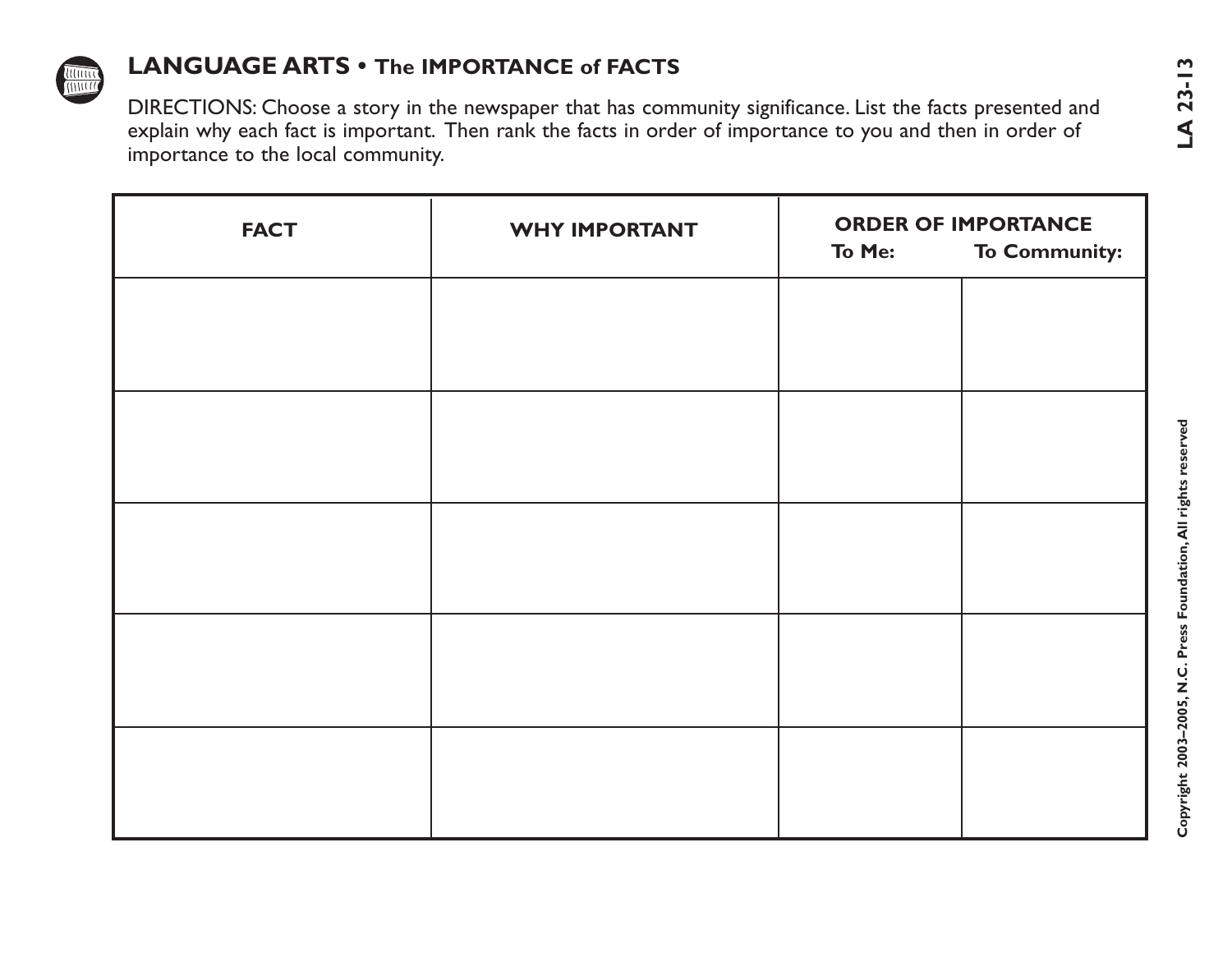## LANGUAGE ARTS • The IMPORTANCE of FACTS

DIRECTIONS: Choose a story in the newspaper that has community significance. List the facts presented and explain why each fact is important. Then rank the facts in order of importance to you and then in order of importance to the local community.

| FACT | WHY IMPORTANT | ORDER OF IMPORTANCE | |
|---|---|---|---|
| | | To Me: | To Community: |
| | | | |
| | | | |
| | | | |
| | | | |
| | | | |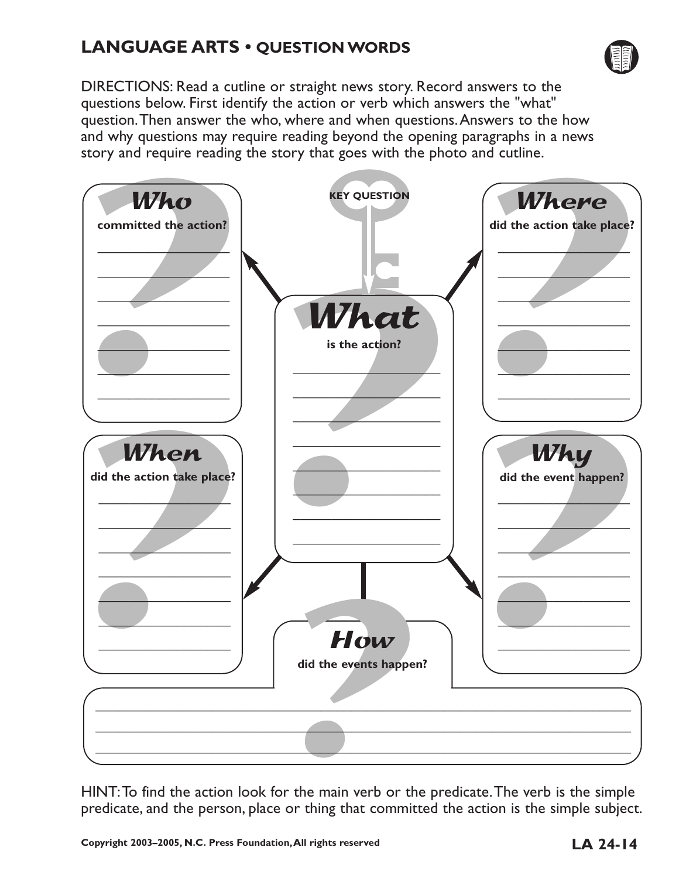## LANGUAGE ARTS • QUESTION WORDS

DIRECTIONS: Read a cutline or straight news story. Record answers to the questions below. First identify the action or verb which answers the "what" question. Then answer the who, where and when questions. Answers to the how and why questions may require reading beyond the opening paragraphs in a news story and require reading the story that goes with the photo and cutline.

KEY QUESTION

### What
**is the action?**

________________________
________________________
________________________
________________________
________________________
________________________
________________________
________________________

### Who
**committed the action?**

________________________
________________________
________________________
________________________
________________________
________________________
________________________

### Where
**did the action take place?**

________________________
________________________
________________________
________________________
________________________
________________________
________________________

### When
**did the action take place?**

________________________
________________________
________________________
________________________
________________________
________________________
________________________

### Why
**did the event happen?**

________________________
________________________
________________________
________________________
________________________
________________________
________________________

### How
**did the events happen?**

________________________________________________________________________
________________________________________________________________________
________________________________________________________________________

HINT: To find the action look for the main verb or the predicate. The verb is the simple predicate, and the person, place or thing that committed the action is the simple subject.

Copyright 2003–2005, N.C. Press Foundation, All rights reserved

LA 24-14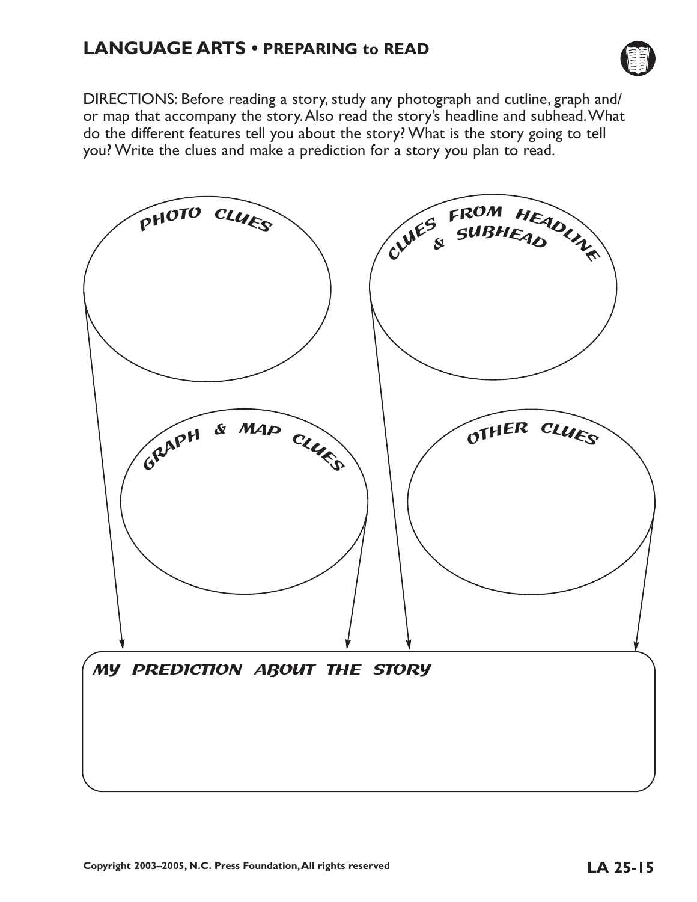## LANGUAGE ARTS • PREPARING to READ

DIRECTIONS: Before reading a story, study any photograph and cutline, graph and/or map that accompany the story. Also read the story's headline and subhead. What do the different features tell you about the story? What is the story going to tell you? Write the clues and make a prediction for a story you plan to read.

**PHOTO CLUES**

**CLUES FROM HEADLINE & SUBHEAD**

**GRAPH & MAP CLUES**

**OTHER CLUES**

**MY PREDICTION ABOUT THE STORY**

Copyright 2003–2005, N.C. Press Foundation, All rights reserved

**LA 25-15**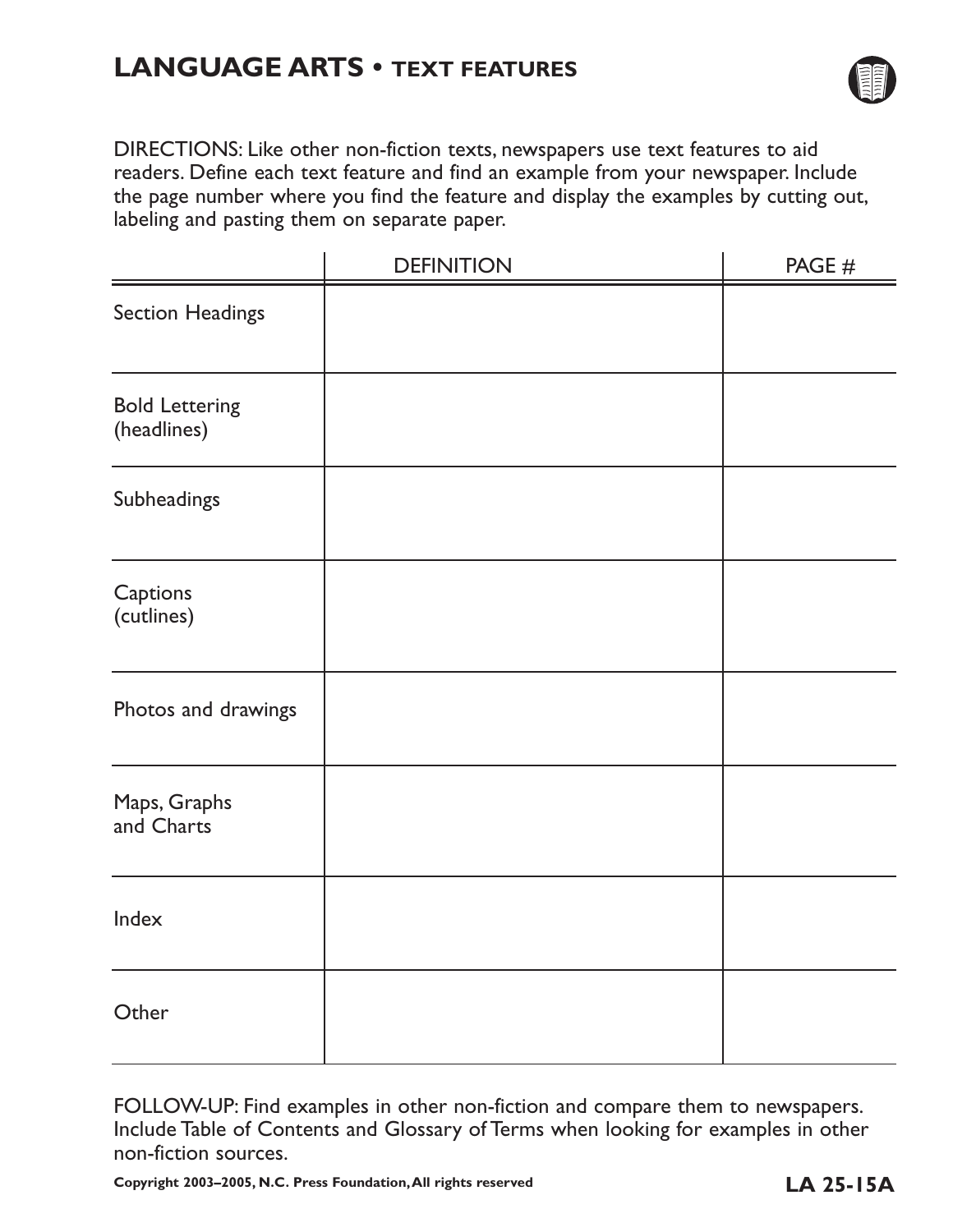# LANGUAGE ARTS • TEXT FEATURES

DIRECTIONS: Like other non-fiction texts, newspapers use text features to aid readers. Define each text feature and find an example from your newspaper. Include the page number where you find the feature and display the examples by cutting out, labeling and pasting them on separate paper.

| | DEFINITION | PAGE # |
|---|---|---|
| Section Headings | | |
| Bold Lettering (headlines) | | |
| Subheadings | | |
| Captions (cutlines) | | |
| Photos and drawings | | |
| Maps, Graphs and Charts | | |
| Index | | |
| Other | | |

FOLLOW-UP: Find examples in other non-fiction and compare them to newspapers. Include Table of Contents and Glossary of Terms when looking for examples in other non-fiction sources.

Copyright 2003–2005, N.C. Press Foundation, All rights reserved

**LA 25-15A**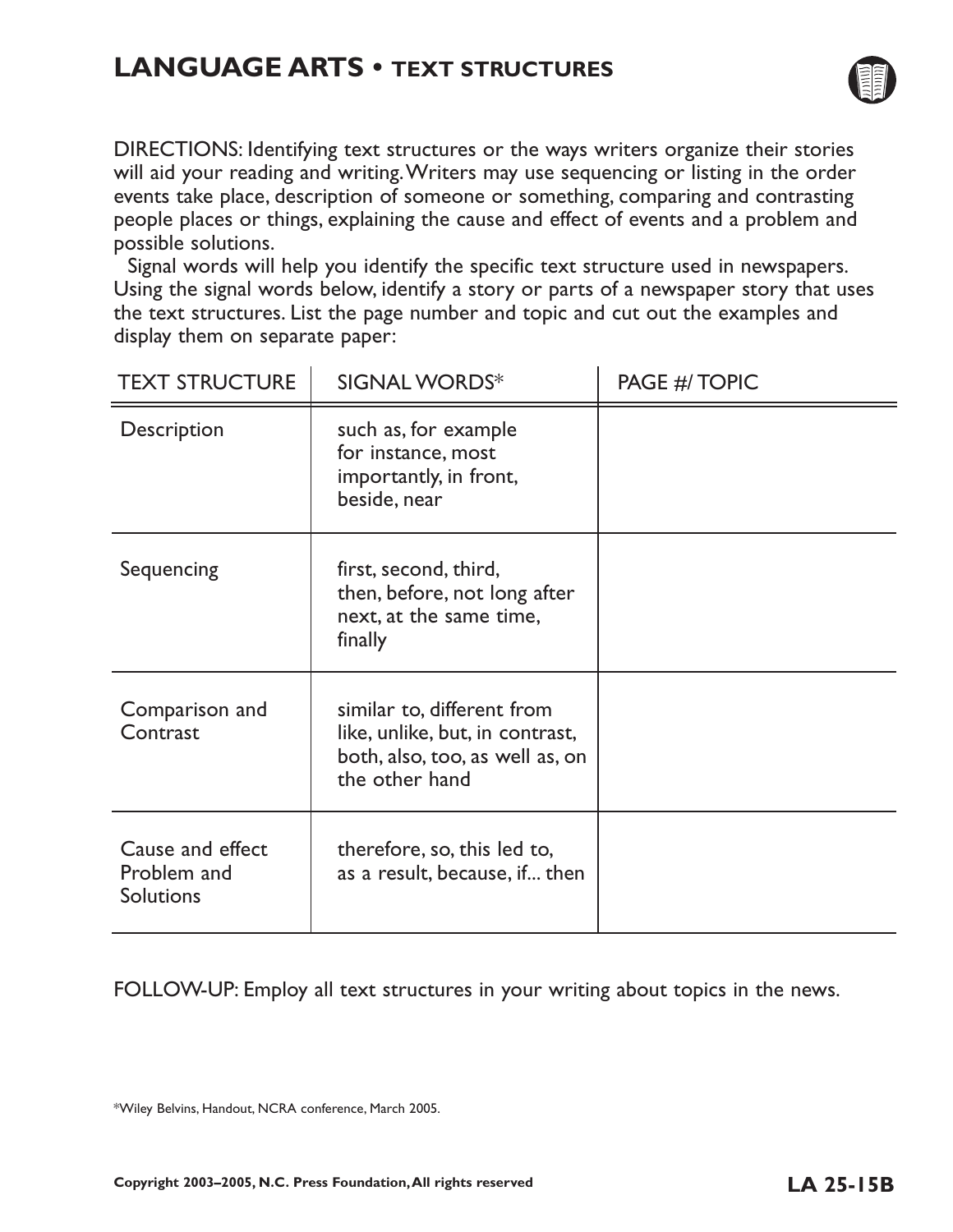# LANGUAGE ARTS • TEXT STRUCTURES

DIRECTIONS: Identifying text structures or the ways writers organize their stories will aid your reading and writing. Writers may use sequencing or listing in the order events take place, description of someone or something, comparing and contrasting people places or things, explaining the cause and effect of events and a problem and possible solutions.

Signal words will help you identify the specific text structure used in newspapers. Using the signal words below, identify a story or parts of a newspaper story that uses the text structures. List the page number and topic and cut out the examples and display them on separate paper:

| TEXT STRUCTURE | SIGNAL WORDS* | PAGE #/ TOPIC |
|---|---|---|
| Description | such as, for example for instance, most importantly, in front, beside, near | |
| Sequencing | first, second, third, then, before, not long after next, at the same time, finally | |
| Comparison and Contrast | similar to, different from like, unlike, but, in contrast, both, also, too, as well as, on the other hand | |
| Cause and effect Problem and Solutions | therefore, so, this led to, as a result, because, if... then | |

FOLLOW-UP: Employ all text structures in your writing about topics in the news.

*Wiley Belvins, Handout, NCRA conference, March 2005.

Copyright 2003–2005, N.C. Press Foundation, All rights reserved

**LA 25-15B**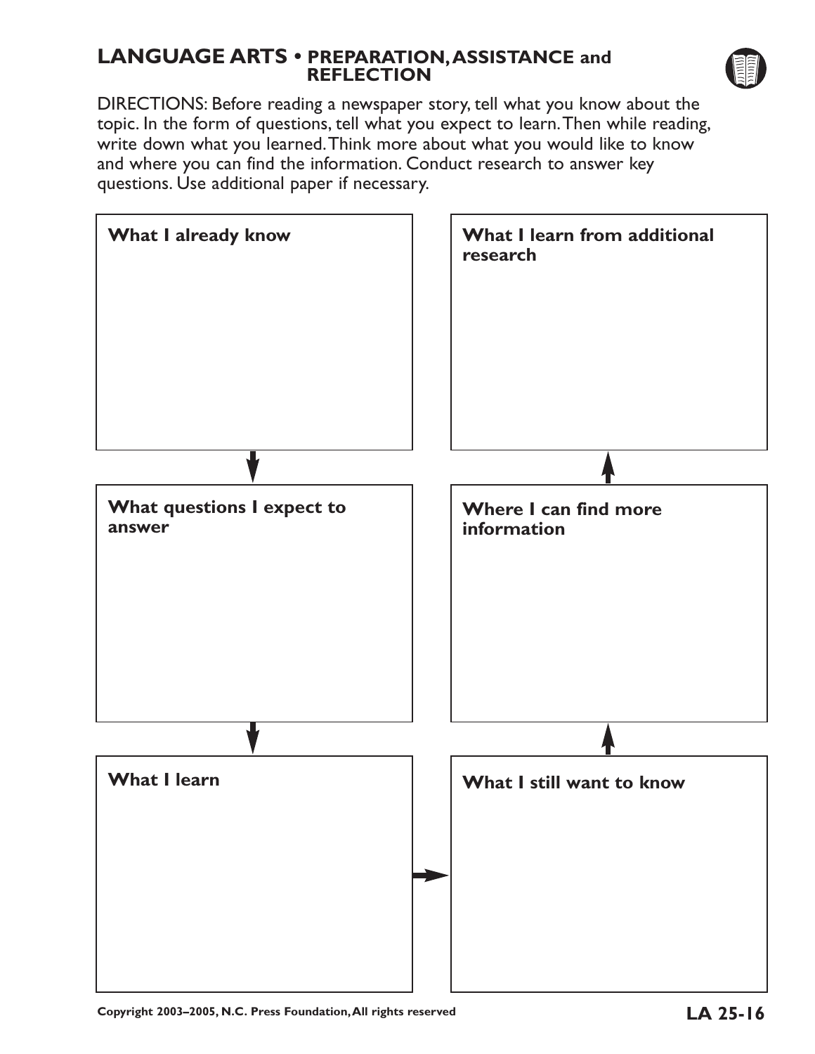## LANGUAGE ARTS • PREPARATION, ASSISTANCE and REFLECTION

DIRECTIONS: Before reading a newspaper story, tell what you know about the topic. In the form of questions, tell what you expect to learn. Then while reading, write down what you learned. Think more about what you would like to know and where you can find the information. Conduct research to answer key questions. Use additional paper if necessary.

**What I already know**

**What questions I expect to answer**

**What I learn**

**What I still want to know**

**Where I can find more information**

**What I learn from additional research**

Copyright 2003–2005, N.C. Press Foundation, All rights reserved

**LA 25-16**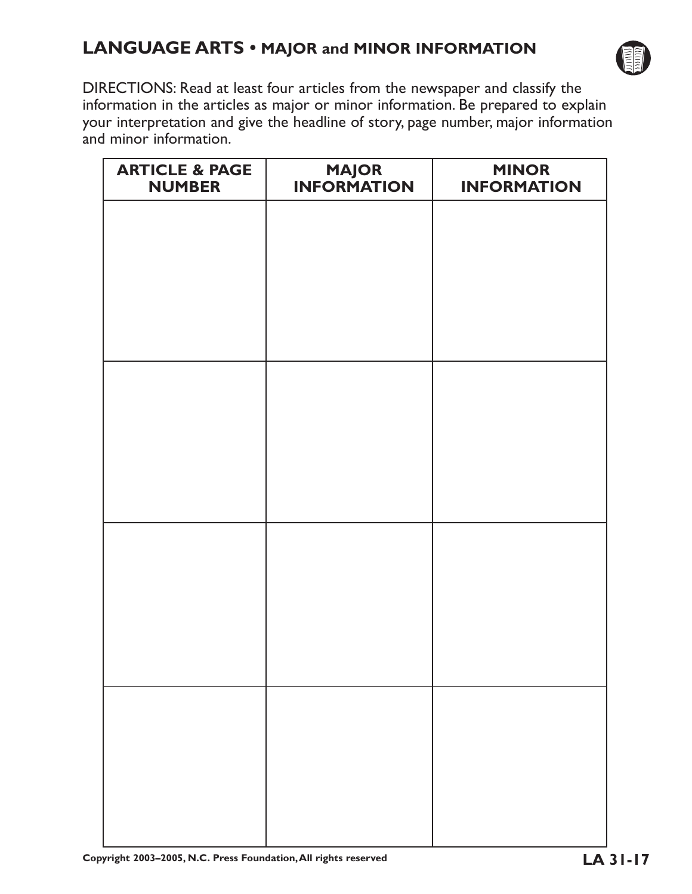# LANGUAGE ARTS • MAJOR and MINOR INFORMATION

DIRECTIONS: Read at least four articles from the newspaper and classify the information in the articles as major or minor information. Be prepared to explain your interpretation and give the headline of story, page number, major information and minor information.

| ARTICLE & PAGE NUMBER | MAJOR INFORMATION | MINOR INFORMATION |
|---|---|---|
| | | |
| | | |
| | | |
| | | |

Copyright 2003–2005, N.C. Press Foundation, All rights reserved

LA 31-17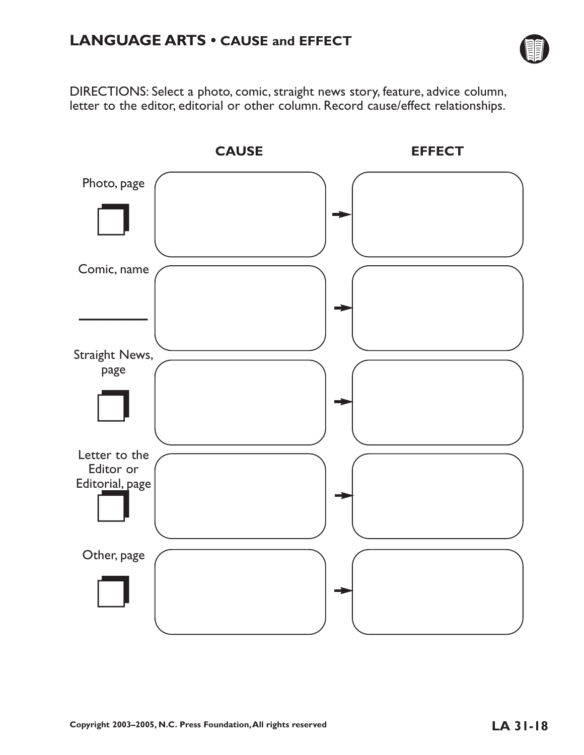# LANGUAGE ARTS • CAUSE and EFFECT

DIRECTIONS: Select a photo, comic, straight news story, feature, advice column, letter to the editor, editorial or other column. Record cause/effect relationships.

| | CAUSE | | EFFECT |
|---|---|---|---|
| Photo, page ☐ | | → | |
| Comic, name ________ | | → | |
| Straight News, page ☐ | | → | |
| Letter to the Editor or Editorial, page ☐ | | → | |
| Other, page ☐ | | → | |

Copyright 2003–2005, N.C. Press Foundation, All rights reserved

LA 31-18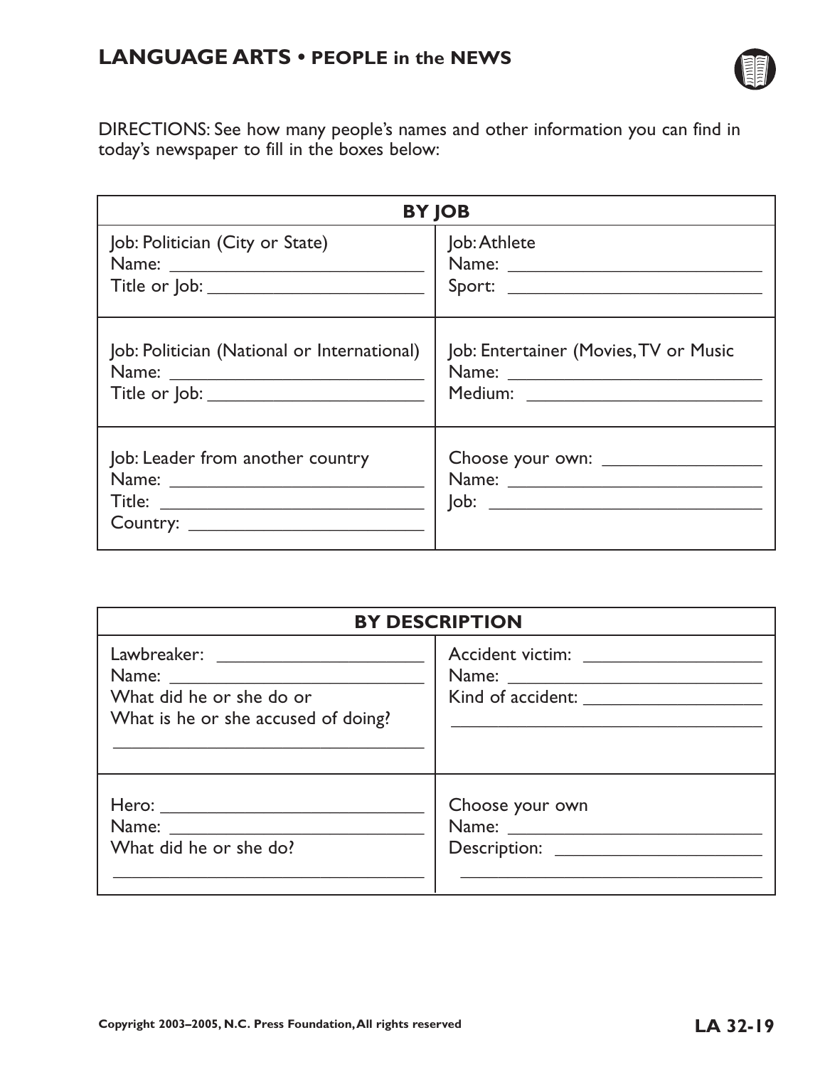## LANGUAGE ARTS • PEOPLE in the NEWS

DIRECTIONS: See how many people's names and other information you can find in today's newspaper to fill in the boxes below:

| BY JOB | |
|---|---|
| Job: Politician (City or State)<br>Name: ___________________________<br>Title or Job: ______________________ | Job: Athlete<br>Name: ___________________________<br>Sport: ___________________________ |
| Job: Politician (National or International)<br>Name: ___________________________<br>Title or Job: ______________________ | Job: Entertainer (Movies, TV or Music<br>Name: ___________________________<br>Medium: _________________________ |
| Job: Leader from another country<br>Name: ___________________________<br>Title: ____________________________<br>Country: _________________________ | Choose your own: ________________<br>Name: ___________________________<br>Job: _____________________________ |

| BY DESCRIPTION | |
|---|---|
| Lawbreaker: ______________________<br>Name: ___________________________<br>What did he or she do or<br>What is he or she accused of doing?<br>________________________________ | Accident victim: __________________<br>Name: ___________________________<br>Kind of accident: __________________<br>________________________________ |
| Hero: ____________________________<br>Name: ___________________________<br>What did he or she do?<br>________________________________ | Choose your own<br>Name: ___________________________<br>Description: ______________________<br>________________________________ |

Copyright 2003–2005, N.C. Press Foundation, All rights reserved

LA 32-19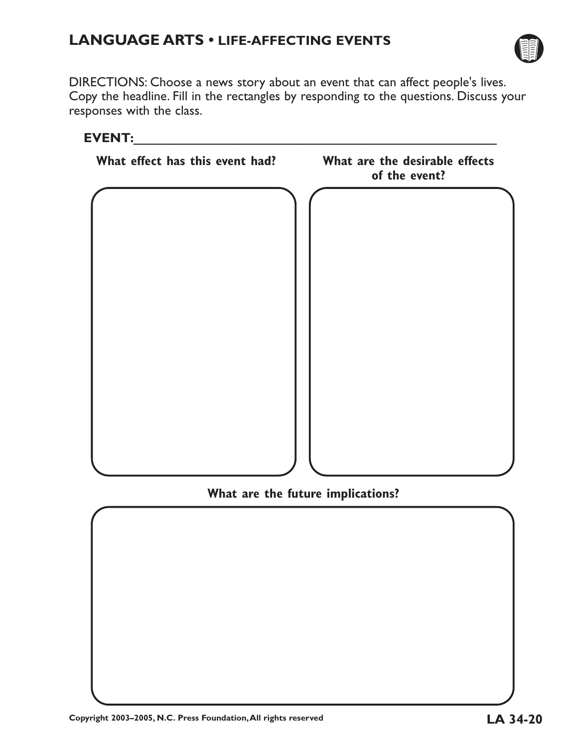## LANGUAGE ARTS • LIFE-AFFECTING EVENTS

DIRECTIONS: Choose a news story about an event that can affect people's lives. Copy the headline. Fill in the rectangles by responding to the questions. Discuss your responses with the class.

**EVENT:**\_\_\_\_\_\_\_\_\_\_\_\_\_\_\_\_\_\_\_\_\_\_\_\_\_\_\_\_\_\_\_\_\_\_\_\_\_\_\_\_\_\_\_\_\_\_\_\_

**What effect has this event had?**

**What are the desirable effects of the event?**

**What are the future implications?**

Copyright 2003–2005, N.C. Press Foundation, All rights reserved

**LA 34-20**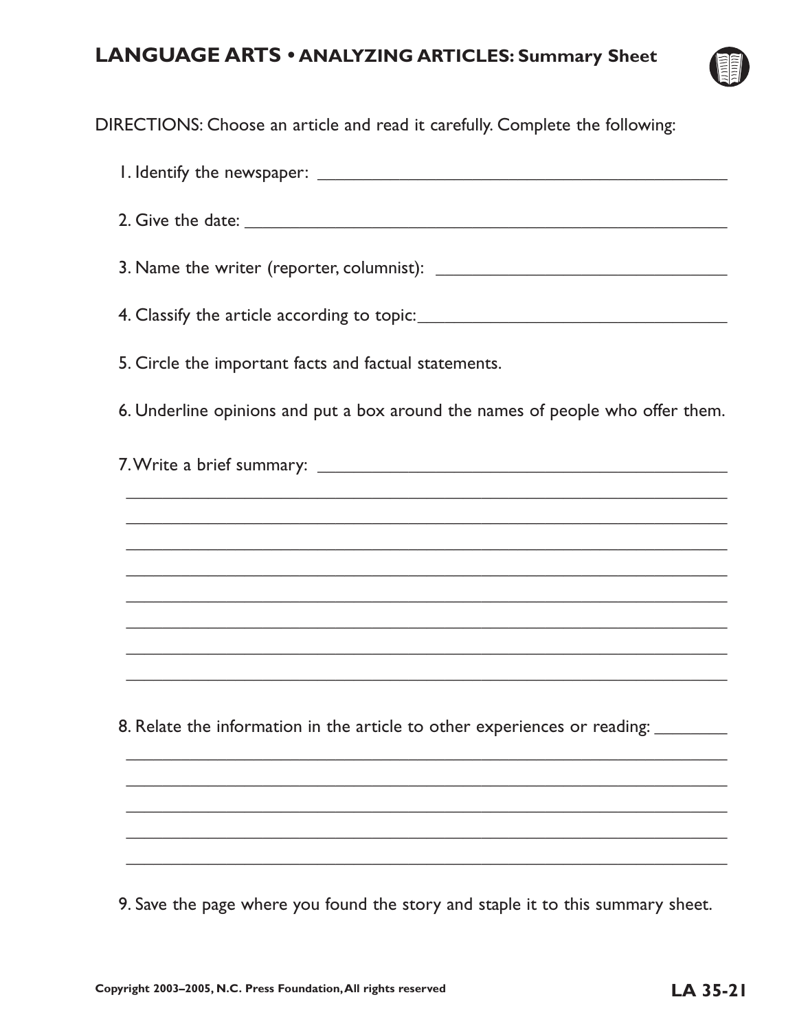# LANGUAGE ARTS • ANALYZING ARTICLES: Summary Sheet

DIRECTIONS: Choose an article and read it carefully. Complete the following:

1. Identify the newspaper: ____________________________________________

2. Give the date: ____________________________________________________

3. Name the writer (reporter, columnist): ______________________________

4. Classify the article according to topic: _____________________________

5. Circle the important facts and factual statements.

6. Underline opinions and put a box around the names of people who offer them.

7. Write a brief summary: _____________________________________________

________________________________________________________________

________________________________________________________________

________________________________________________________________

________________________________________________________________

________________________________________________________________

________________________________________________________________

________________________________________________________________

________________________________________________________________

8. Relate the information in the article to other experiences or reading: ________

________________________________________________________________

________________________________________________________________

________________________________________________________________

________________________________________________________________

________________________________________________________________

9. Save the page where you found the story and staple it to this summary sheet.

Copyright 2003–2005, N.C. Press Foundation, All rights reserved

LA 35-21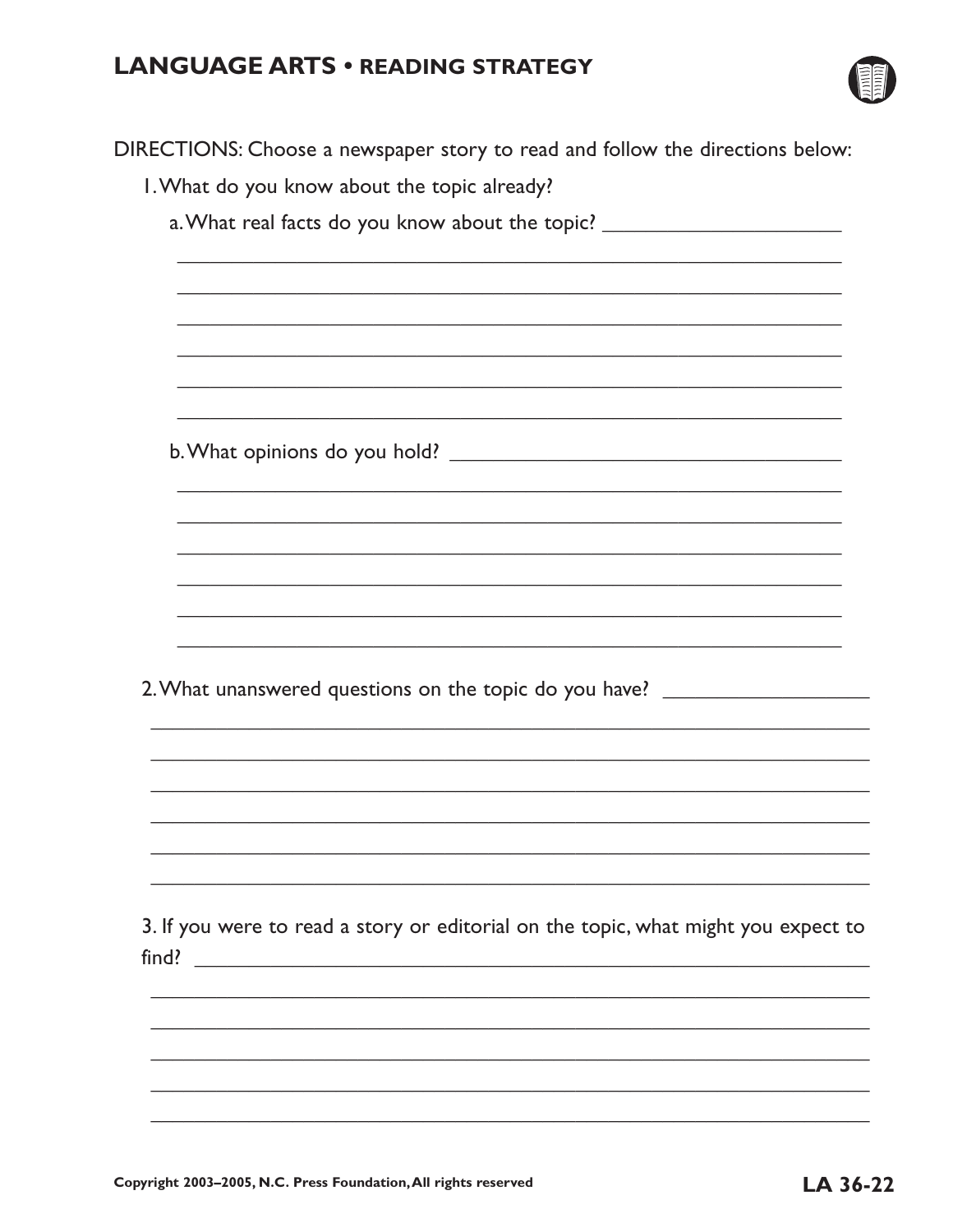## LANGUAGE ARTS • READING STRATEGY

DIRECTIONS: Choose a newspaper story to read and follow the directions below:

1. What do you know about the topic already?

   a. What real facts do you know about the topic? ______________________

   ______________________________________________________________

   ______________________________________________________________

   ______________________________________________________________

   ______________________________________________________________

   ______________________________________________________________

   ______________________________________________________________

   b. What opinions do you hold? ___________________________________

   ______________________________________________________________

   ______________________________________________________________

   ______________________________________________________________

   ______________________________________________________________

   ______________________________________________________________

   ______________________________________________________________

2. What unanswered questions on the topic do you have? __________________

   ______________________________________________________________

   ______________________________________________________________

   ______________________________________________________________

   ______________________________________________________________

   ______________________________________________________________

   ______________________________________________________________

3. If you were to read a story or editorial on the topic, what might you expect to find? ______________________________________________________________

   ______________________________________________________________

   ______________________________________________________________

   ______________________________________________________________

   ______________________________________________________________

   ______________________________________________________________

Copyright 2003–2005, N.C. Press Foundation, All rights reserved

**LA 36-22**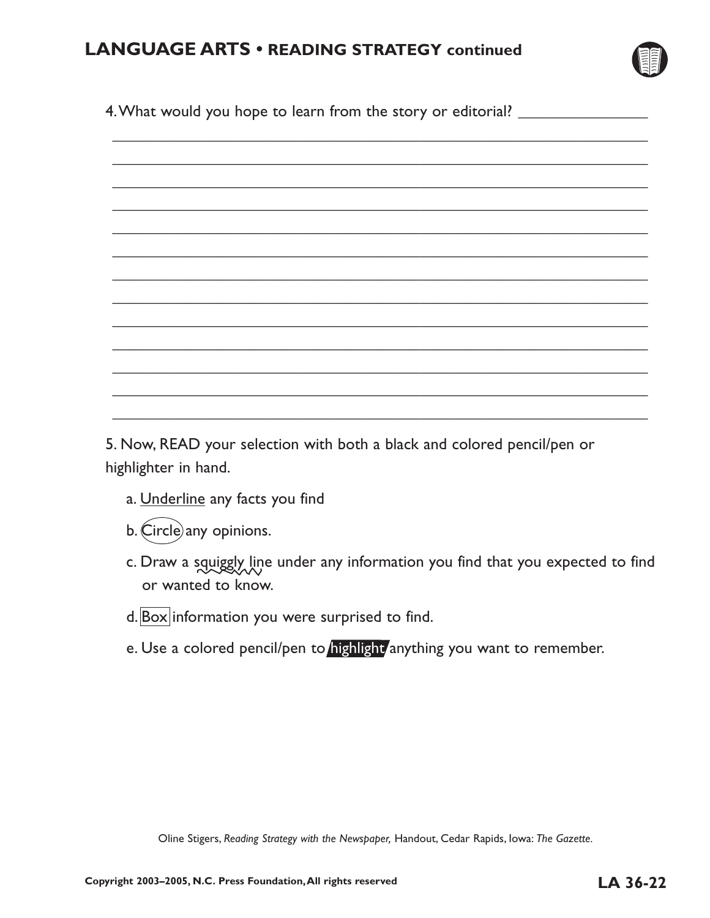## LANGUAGE ARTS • READING STRATEGY continued

4. What would you hope to learn from the story or editorial? _______________

_____________________________________________________________________

_____________________________________________________________________

_____________________________________________________________________

_____________________________________________________________________

_____________________________________________________________________

_____________________________________________________________________

_____________________________________________________________________

_____________________________________________________________________

_____________________________________________________________________

_____________________________________________________________________

_____________________________________________________________________

_____________________________________________________________________

_____________________________________________________________________

5. Now, READ your selection with both a black and colored pencil/pen or highlighter in hand.

a. <u>Underline</u> any facts you find

b. Circle any opinions.

c. Draw a squiggly line under any information you find that you expected to find or wanted to know.

d. Box information you were surprised to find.

e. Use a colored pencil/pen to **highlight** anything you want to remember.

Oline Stigers, *Reading Strategy with the Newspaper,* Handout, Cedar Rapids, Iowa: *The Gazette*.

**Copyright 2003–2005, N.C. Press Foundation, All rights reserved**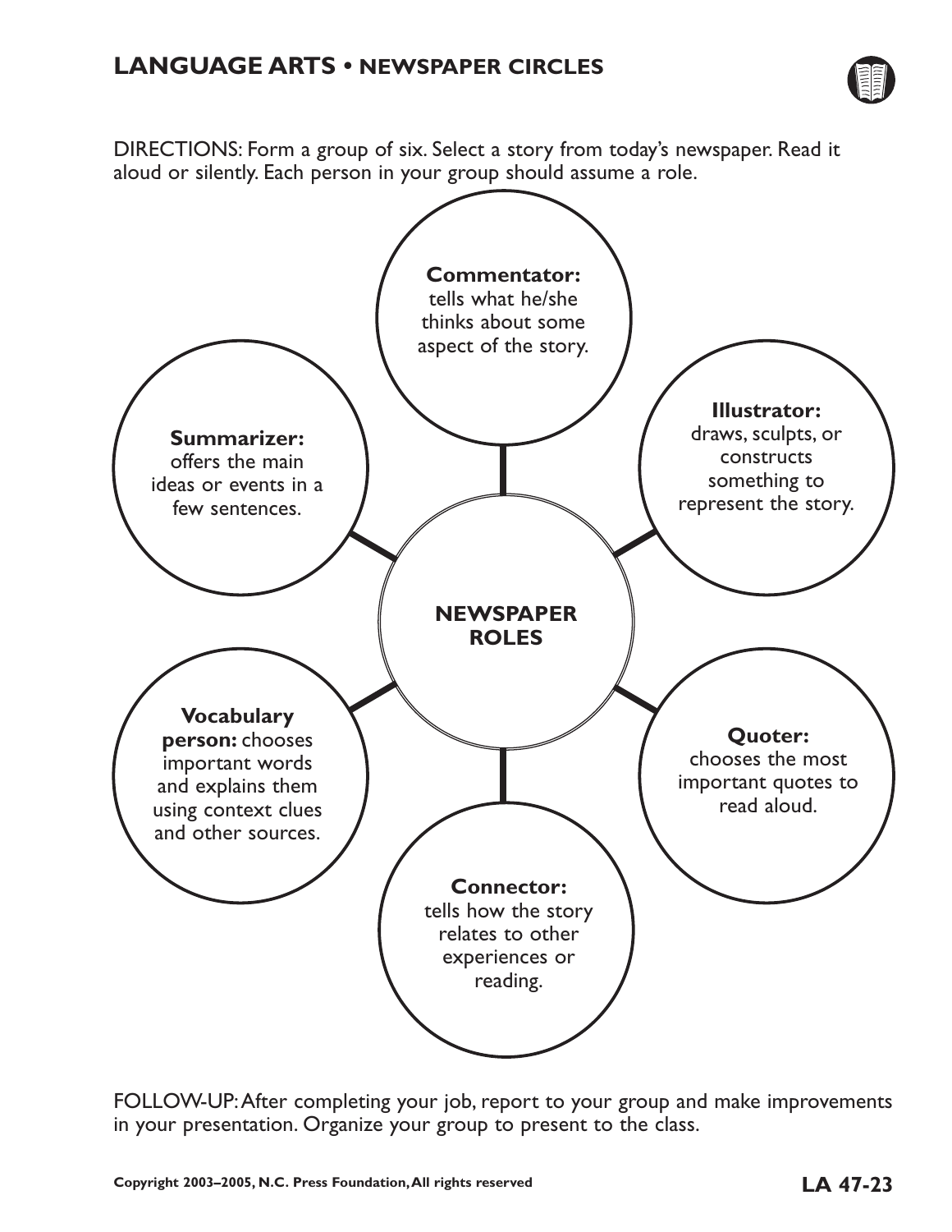## LANGUAGE ARTS • NEWSPAPER CIRCLES

DIRECTIONS: Form a group of six. Select a story from today's newspaper. Read it aloud or silently. Each person in your group should assume a role.

**NEWSPAPER ROLES**

**Commentator:** tells what he/she thinks about some aspect of the story.

**Illustrator:** draws, sculpts, or constructs something to represent the story.

**Quoter:** chooses the most important quotes to read aloud.

**Connector:** tells how the story relates to other experiences or reading.

**Vocabulary person:** chooses important words and explains them using context clues and other sources.

**Summarizer:** offers the main ideas or events in a few sentences.

FOLLOW-UP: After completing your job, report to your group and make improvements in your presentation. Organize your group to present to the class.

Copyright 2003–2005, N.C. Press Foundation, All rights reserved

LA 47-23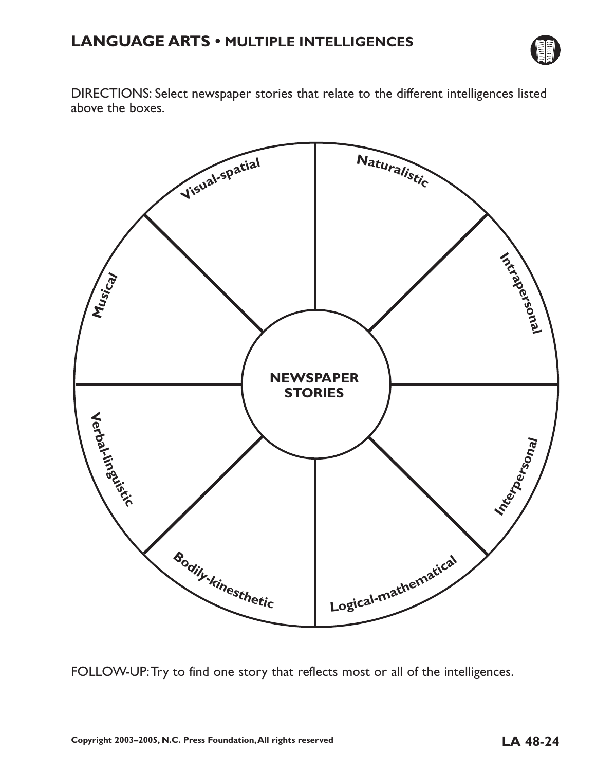## LANGUAGE ARTS • MULTIPLE INTELLIGENCES

DIRECTIONS: Select newspaper stories that relate to the different intelligences listed above the boxes.

**NEWSPAPER STORIES**

- **Visual-spatial**
- **Naturalistic**
- **Intrapersonal**
- **Interpersonal**
- **Logical-mathematical**
- **Bodily-kinesthetic**
- **Verbal-linguistic**
- **Musical**

FOLLOW-UP: Try to find one story that reflects most or all of the intelligences.

**Copyright 2003–2005, N.C. Press Foundation, All rights reserved** **LA 48-24**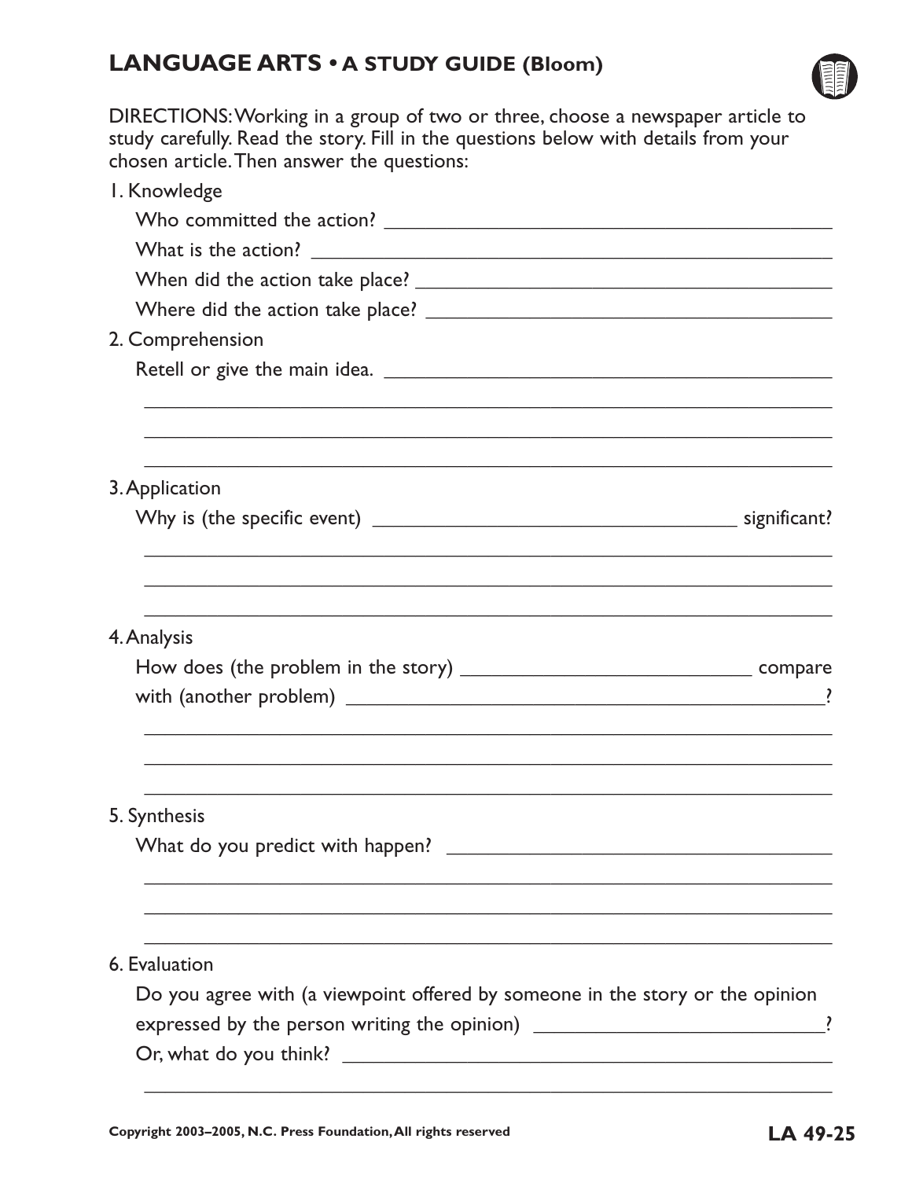## LANGUAGE ARTS • A STUDY GUIDE (Bloom)

DIRECTIONS: Working in a group of two or three, choose a newspaper article to study carefully. Read the story. Fill in the questions below with details from your chosen article. Then answer the questions:

1. Knowledge

   Who committed the action? ______________________________________________

   What is the action? ___________________________________________________

   When did the action take place? _________________________________________

   Where did the action take place? ________________________________________

2. Comprehension

   Retell or give the main idea. ____________________________________________

   ___________________________________________________________________

   ___________________________________________________________________

   ___________________________________________________________________

3. Application

   Why is (the specific event) _________________________________ significant?

   ___________________________________________________________________

   ___________________________________________________________________

   ___________________________________________________________________

4. Analysis

   How does (the problem in the story) __________________________ compare with (another problem) _____________________________________________?

   ___________________________________________________________________

   ___________________________________________________________________

   ___________________________________________________________________

5. Synthesis

   What do you predict with happen? ____________________________________

   ___________________________________________________________________

   ___________________________________________________________________

   ___________________________________________________________________

6. Evaluation

   Do you agree with (a viewpoint offered by someone in the story or the opinion expressed by the person writing the opinion) ___________________________?

   Or, what do you think? _______________________________________________

   ___________________________________________________________________

Copyright 2003–2005, N.C. Press Foundation, All rights reserved

LA 49-25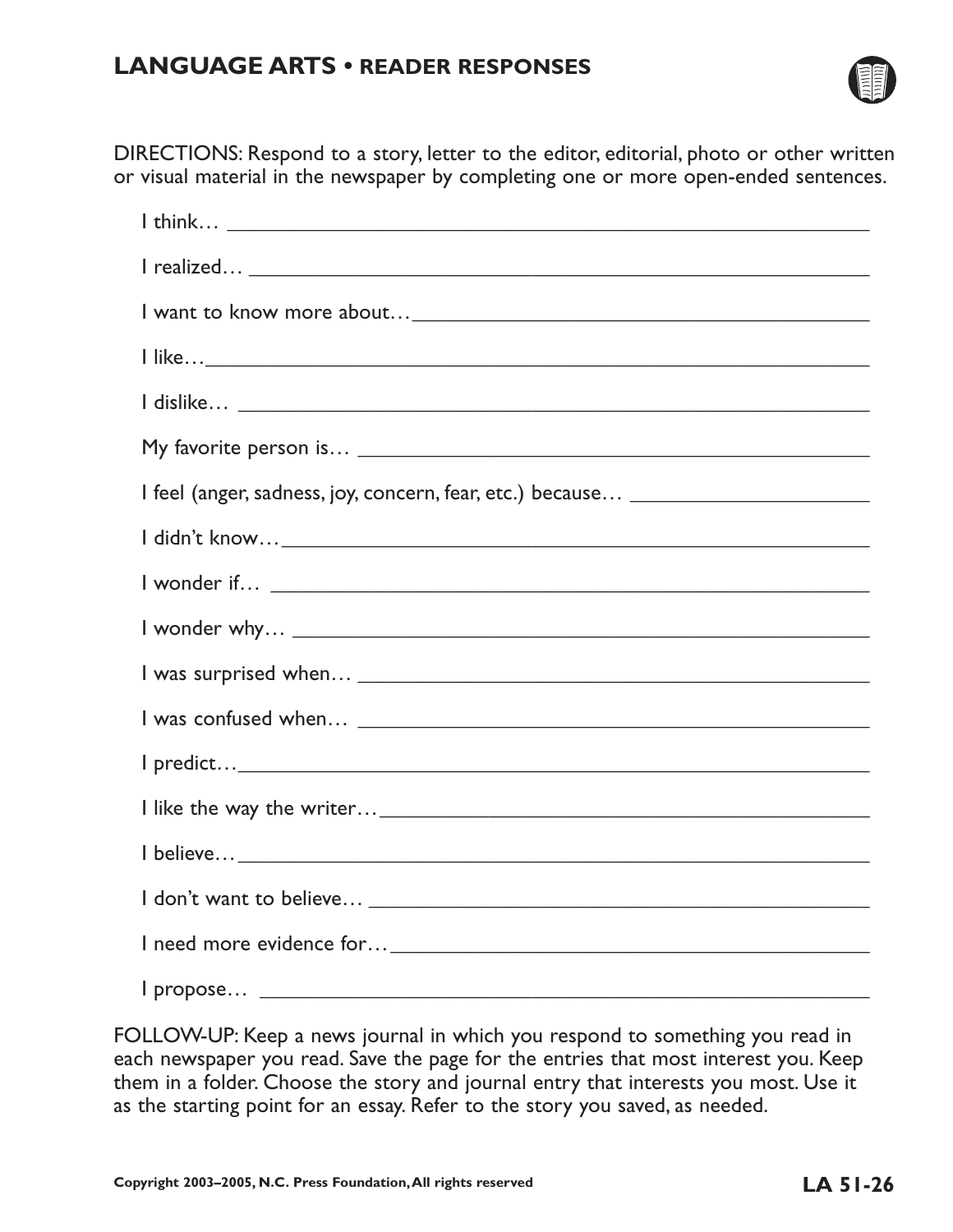# LANGUAGE ARTS • READER RESPONSES

DIRECTIONS: Respond to a story, letter to the editor, editorial, photo or other written or visual material in the newspaper by completing one or more open-ended sentences.

I think… ____________________________________________

I realized… __________________________________________

I want to know more about… ___________________________

I like… ______________________________________________

I dislike… ____________________________________________

My favorite person is… ________________________________

I feel (anger, sadness, joy, concern, fear, etc.) because… _______________

I didn't know… _______________________________________

I wonder if… _________________________________________

I wonder why… _______________________________________

I was surprised when… _________________________________

I was confused when… _________________________________

I predict… ___________________________________________

I like the way the writer… ______________________________

I believe… ___________________________________________

I don't want to believe… ________________________________

I need more evidence for… ______________________________

I propose… __________________________________________

FOLLOW-UP: Keep a news journal in which you respond to something you read in each newspaper you read. Save the page for the entries that most interest you. Keep them in a folder. Choose the story and journal entry that interests you most. Use it as the starting point for an essay. Refer to the story you saved, as needed.

Copyright 2003–2005, N.C. Press Foundation, All rights reserved

LA 51-26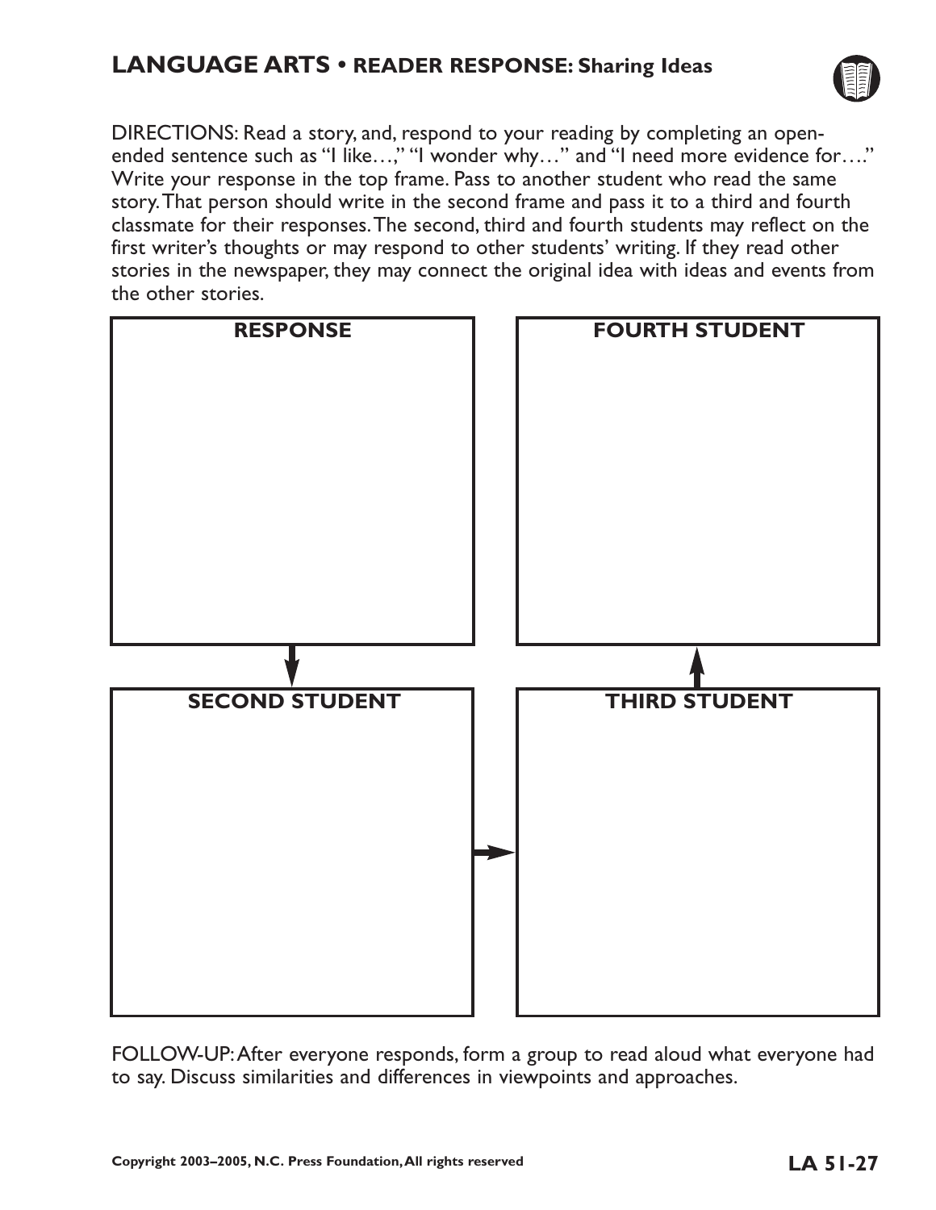# LANGUAGE ARTS • READER RESPONSE: Sharing Ideas

DIRECTIONS: Read a story, and, respond to your reading by completing an open-ended sentence such as "I like…," "I wonder why…" and "I need more evidence for…." Write your response in the top frame. Pass to another student who read the same story. That person should write in the second frame and pass it to a third and fourth classmate for their responses. The second, third and fourth students may reflect on the first writer's thoughts or may respond to other students' writing. If they read other stories in the newspaper, they may connect the original idea with ideas and events from the other stories.

**RESPONSE**

**SECOND STUDENT**

**THIRD STUDENT**

**FOURTH STUDENT**

FOLLOW-UP: After everyone responds, form a group to read aloud what everyone had to say. Discuss similarities and differences in viewpoints and approaches.

Copyright 2003–2005, N.C. Press Foundation, All rights reserved

**LA 51-27**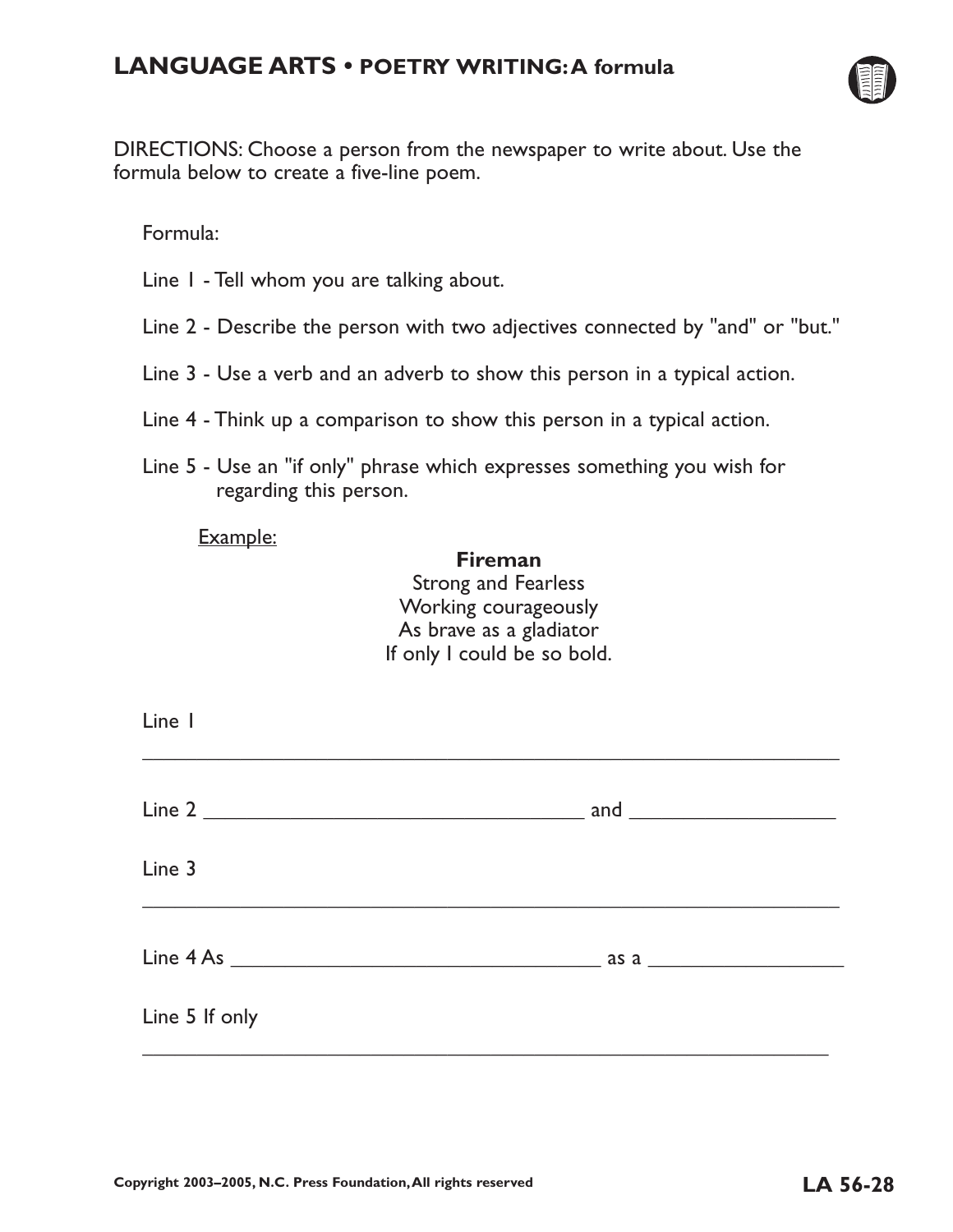## LANGUAGE ARTS • POETRY WRITING: A formula

DIRECTIONS: Choose a person from the newspaper to write about. Use the formula below to create a five-line poem.

Formula:

Line 1 - Tell whom you are talking about.

Line 2 - Describe the person with two adjectives connected by "and" or "but."

Line 3 - Use a verb and an adverb to show this person in a typical action.

Line 4 - Think up a comparison to show this person in a typical action.

Line 5 - Use an "if only" phrase which expresses something you wish for regarding this person.

Example:

**Fireman**
Strong and Fearless
Working courageously
As brave as a gladiator
If only I could be so bold.

Line 1

______________________________________________________________

Line 2 ______________________________ and ________________

Line 3

______________________________________________________________

Line 4 As ______________________________ as a ________________

Line 5 If only

______________________________________________________________

LA 56-28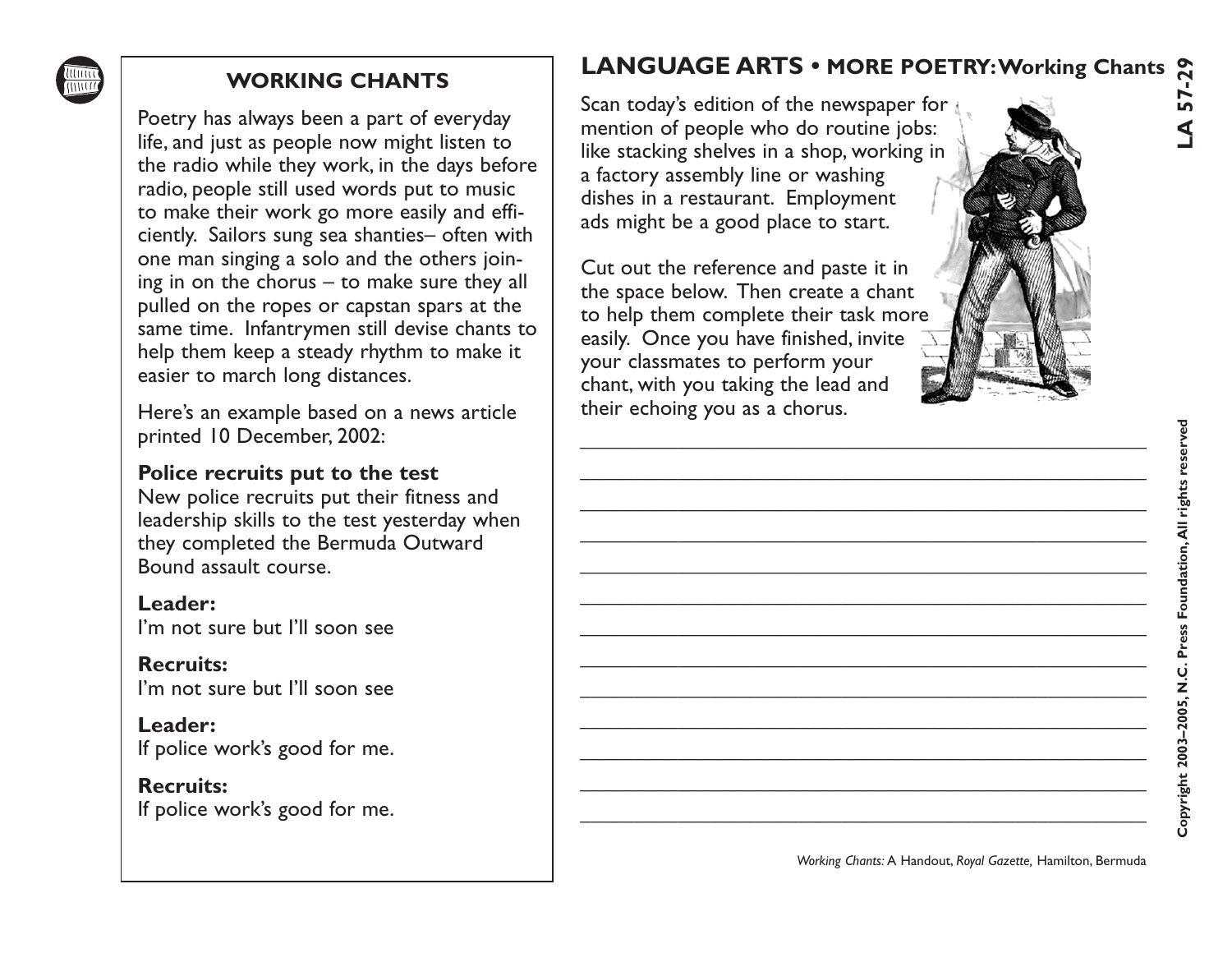## WORKING CHANTS

Poetry has always been a part of everyday life, and just as people now might listen to the radio while they work, in the days before radio, people still used words put to music to make their work go more easily and efficiently. Sailors sung sea shanties– often with one man singing a solo and the others joining in on the chorus – to make sure they all pulled on the ropes or capstan spars at the same time. Infantrymen still devise chants to help them keep a steady rhythm to make it easier to march long distances.

Here's an example based on a news article printed 10 December, 2002:

**Police recruits put to the test**
New police recruits put their fitness and leadership skills to the test yesterday when they completed the Bermuda Outward Bound assault course.

**Leader:**
I'm not sure but I'll soon see

**Recruits:**
I'm not sure but I'll soon see

**Leader:**
If police work's good for me.

**Recruits:**
If police work's good for me.

# LANGUAGE ARTS • MORE POETRY: Working Chants

Scan today's edition of the newspaper for mention of people who do routine jobs: like stacking shelves in a shop, working in a factory assembly line or washing dishes in a restaurant. Employment ads might be a good place to start.

Cut out the reference and paste it in the space below. Then create a chant to help them complete their task more easily. Once you have finished, invite your classmates to perform your chant, with you taking the lead and their echoing you as a chorus.

\_\_\_\_\_\_\_\_\_\_\_\_\_\_\_\_\_\_\_\_\_\_\_\_\_\_\_\_\_\_\_\_\_\_\_\_\_\_\_\_\_\_\_\_\_\_\_\_

\_\_\_\_\_\_\_\_\_\_\_\_\_\_\_\_\_\_\_\_\_\_\_\_\_\_\_\_\_\_\_\_\_\_\_\_\_\_\_\_\_\_\_\_\_\_\_\_

\_\_\_\_\_\_\_\_\_\_\_\_\_\_\_\_\_\_\_\_\_\_\_\_\_\_\_\_\_\_\_\_\_\_\_\_\_\_\_\_\_\_\_\_\_\_\_\_

\_\_\_\_\_\_\_\_\_\_\_\_\_\_\_\_\_\_\_\_\_\_\_\_\_\_\_\_\_\_\_\_\_\_\_\_\_\_\_\_\_\_\_\_\_\_\_\_

\_\_\_\_\_\_\_\_\_\_\_\_\_\_\_\_\_\_\_\_\_\_\_\_\_\_\_\_\_\_\_\_\_\_\_\_\_\_\_\_\_\_\_\_\_\_\_\_

\_\_\_\_\_\_\_\_\_\_\_\_\_\_\_\_\_\_\_\_\_\_\_\_\_\_\_\_\_\_\_\_\_\_\_\_\_\_\_\_\_\_\_\_\_\_\_\_

\_\_\_\_\_\_\_\_\_\_\_\_\_\_\_\_\_\_\_\_\_\_\_\_\_\_\_\_\_\_\_\_\_\_\_\_\_\_\_\_\_\_\_\_\_\_\_\_

\_\_\_\_\_\_\_\_\_\_\_\_\_\_\_\_\_\_\_\_\_\_\_\_\_\_\_\_\_\_\_\_\_\_\_\_\_\_\_\_\_\_\_\_\_\_\_\_

\_\_\_\_\_\_\_\_\_\_\_\_\_\_\_\_\_\_\_\_\_\_\_\_\_\_\_\_\_\_\_\_\_\_\_\_\_\_\_\_\_\_\_\_\_\_\_\_

\_\_\_\_\_\_\_\_\_\_\_\_\_\_\_\_\_\_\_\_\_\_\_\_\_\_\_\_\_\_\_\_\_\_\_\_\_\_\_\_\_\_\_\_\_\_\_\_

\_\_\_\_\_\_\_\_\_\_\_\_\_\_\_\_\_\_\_\_\_\_\_\_\_\_\_\_\_\_\_\_\_\_\_\_\_\_\_\_\_\_\_\_\_\_\_\_

\_\_\_\_\_\_\_\_\_\_\_\_\_\_\_\_\_\_\_\_\_\_\_\_\_\_\_\_\_\_\_\_\_\_\_\_\_\_\_\_\_\_\_\_\_\_\_\_

\_\_\_\_\_\_\_\_\_\_\_\_\_\_\_\_\_\_\_\_\_\_\_\_\_\_\_\_\_\_\_\_\_\_\_\_\_\_\_\_\_\_\_\_\_\_\_\_

*Working Chants:* A Handout, *Royal Gazette,* Hamilton, Bermuda

**LA 57-29**

**Copyright 2003–2005, N.C. Press Foundation, All rights reserved**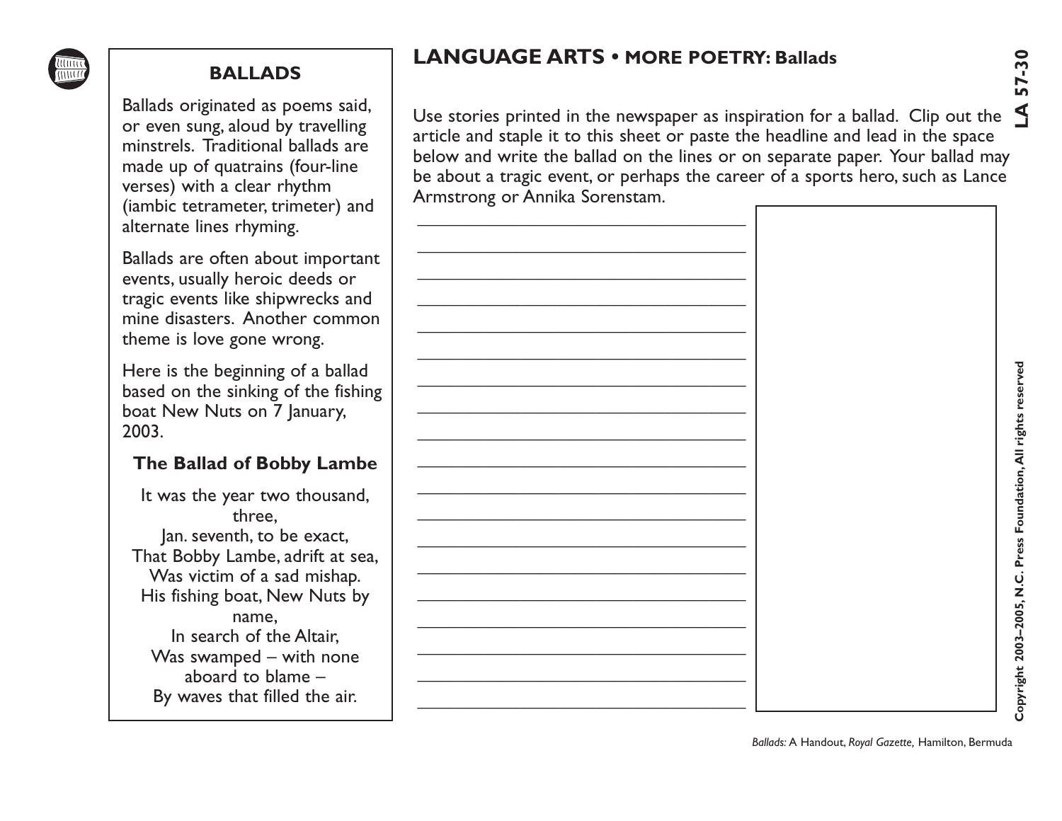## BALLADS

Ballads originated as poems said, or even sung, aloud by travelling minstrels. Traditional ballads are made up of quatrains (four-line verses) with a clear rhythm (iambic tetrameter, trimeter) and alternate lines rhyming.

Ballads are often about important events, usually heroic deeds or tragic events like shipwrecks and mine disasters. Another common theme is love gone wrong.

Here is the beginning of a ballad based on the sinking of the fishing boat New Nuts on 7 January, 2003.

### The Ballad of Bobby Lambe

It was the year two thousand, three,
Jan. seventh, to be exact,
That Bobby Lambe, adrift at sea,
Was victim of a sad mishap.
His fishing boat, New Nuts by name,
In search of the Altair,
Was swamped – with none aboard to blame –
By waves that filled the air.

# LANGUAGE ARTS • MORE POETRY: Ballads

Use stories printed in the newspaper as inspiration for a ballad. Clip out the article and staple it to this sheet or paste the headline and lead in the space below and write the ballad on the lines or on separate paper. Your ballad may be about a tragic event, or perhaps the career of a sports hero, such as Lance Armstrong or Annika Sorenstam.

_______________________________________

_______________________________________

_______________________________________

_______________________________________

_______________________________________

_______________________________________

_______________________________________

_______________________________________

_______________________________________

_______________________________________

_______________________________________

_______________________________________

_______________________________________

_______________________________________

_______________________________________

_______________________________________

_______________________________________

_______________________________________

*Ballads:* A Handout, *Royal Gazette,* Hamilton, Bermuda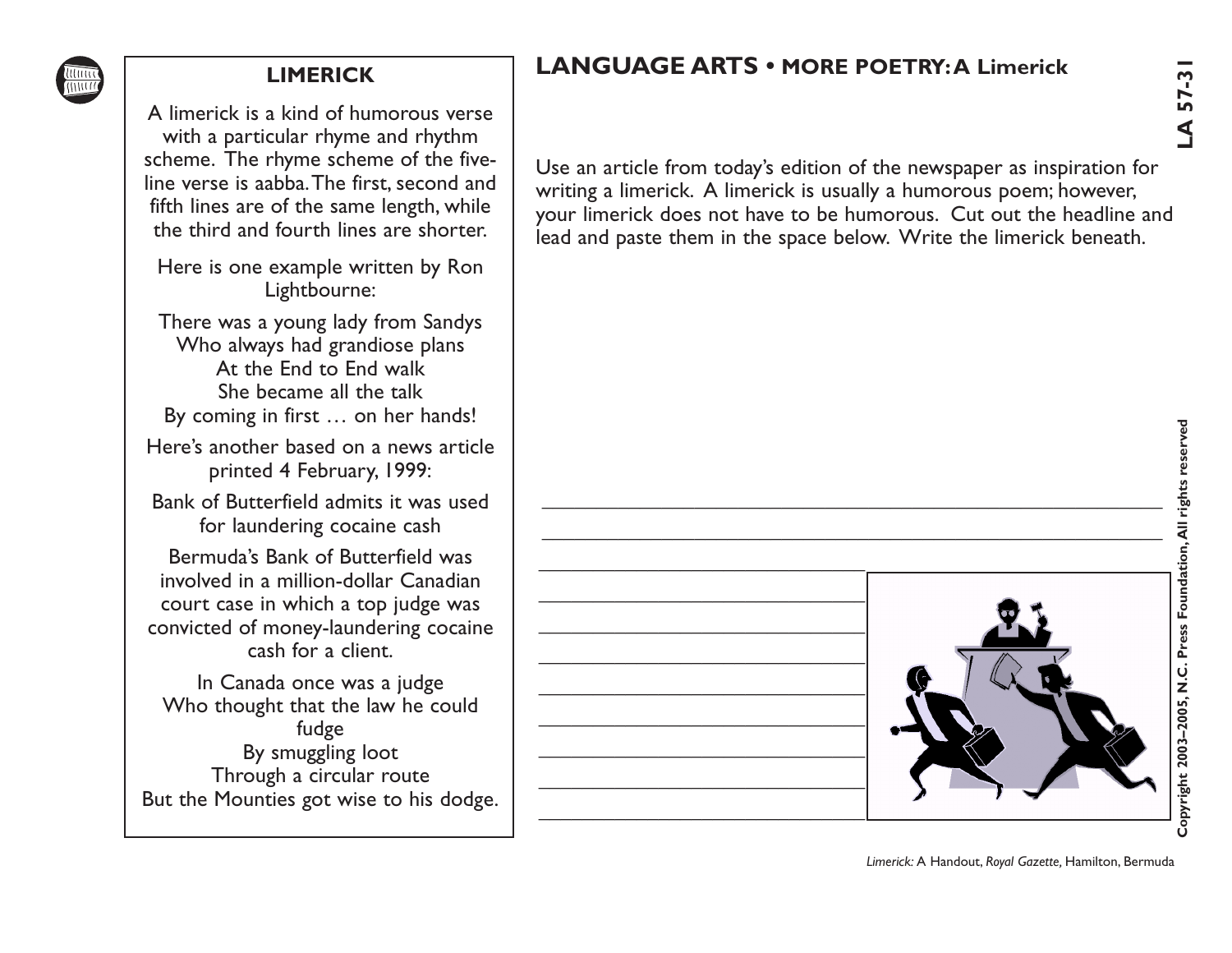## LIMERICK

A limerick is a kind of humorous verse with a particular rhyme and rhythm scheme. The rhyme scheme of the five-line verse is aabba. The first, second and fifth lines are of the same length, while the third and fourth lines are shorter.

Here is one example written by Ron Lightbourne:

There was a young lady from Sandys
Who always had grandiose plans
At the End to End walk
She became all the talk
By coming in first … on her hands!

Here's another based on a news article printed 4 February, 1999:

Bank of Butterfield admits it was used for laundering cocaine cash

Bermuda's Bank of Butterfield was involved in a million-dollar Canadian court case in which a top judge was convicted of money-laundering cocaine cash for a client.

In Canada once was a judge
Who thought that the law he could fudge
By smuggling loot
Through a circular route
But the Mounties got wise to his dodge.

# LANGUAGE ARTS • MORE POETRY: A Limerick

Use an article from today's edition of the newspaper as inspiration for writing a limerick. A limerick is usually a humorous poem; however, your limerick does not have to be humorous. Cut out the headline and lead and paste them in the space below. Write the limerick beneath.

___________________________________________

___________________________________________

______________________________

______________________________

______________________________

______________________________

______________________________

______________________________

______________________________

______________________________

______________________________

*Limerick:* A Handout, *Royal Gazette,* Hamilton, Bermuda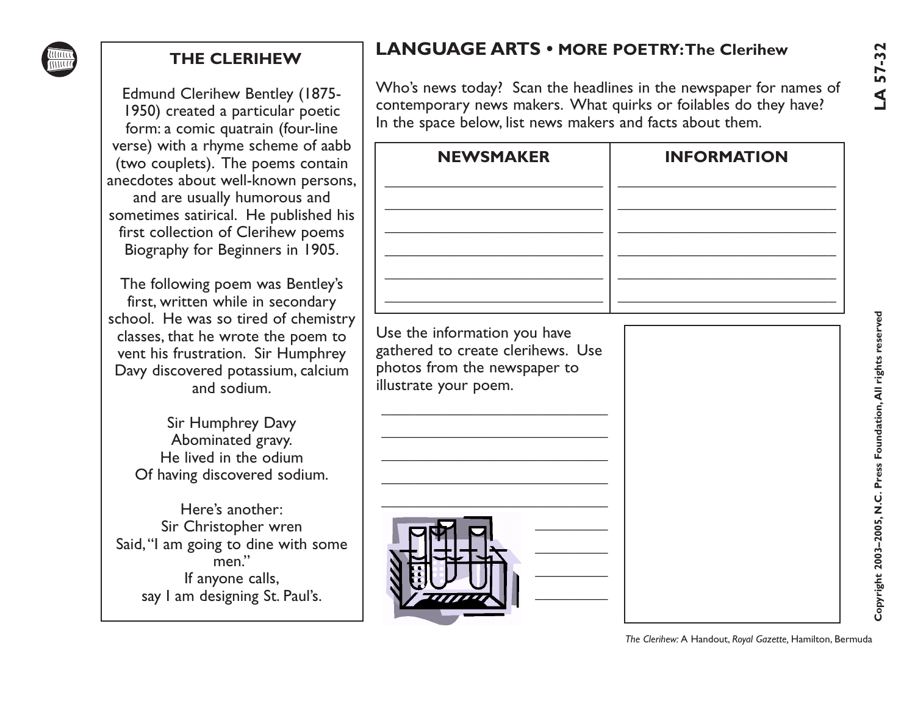## THE CLERIHEW

Edmund Clerihew Bentley (1875-1950) created a particular poetic form: a comic quatrain (four-line verse) with a rhyme scheme of aabb (two couplets). The poems contain anecdotes about well-known persons, and are usually humorous and sometimes satirical. He published his first collection of Clerihew poems Biography for Beginners in 1905.

The following poem was Bentley's first, written while in secondary school. He was so tired of chemistry classes, that he wrote the poem to vent his frustration. Sir Humphrey Davy discovered potassium, calcium and sodium.

Sir Humphrey Davy
Abominated gravy.
He lived in the odium
Of having discovered sodium.

Here's another:
Sir Christopher wren
Said, "I am going to dine with some men."
If anyone calls,
say I am designing St. Paul's.

# LANGUAGE ARTS • MORE POETRY: The Clerihew

Who's news today? Scan the headlines in the newspaper for names of contemporary news makers. What quirks or foilables do they have? In the space below, list news makers and facts about them.

| NEWSMAKER | INFORMATION |
|---|---|
| ______________________ | ______________________ |
| ______________________ | ______________________ |
| ______________________ | ______________________ |
| ______________________ | ______________________ |
| ______________________ | ______________________ |
| ______________________ | ______________________ |

Use the information you have gathered to create clerihews. Use photos from the newspaper to illustrate your poem.

______________________________
______________________________
______________________________
______________________________
______________________________
__________
__________
__________
__________

*The Clerihew:* A Handout, *Royal Gazette,* Hamilton, Bermuda

LA 57-32

Copyright 2003–2005, N.C. Press Foundation, All rights reserved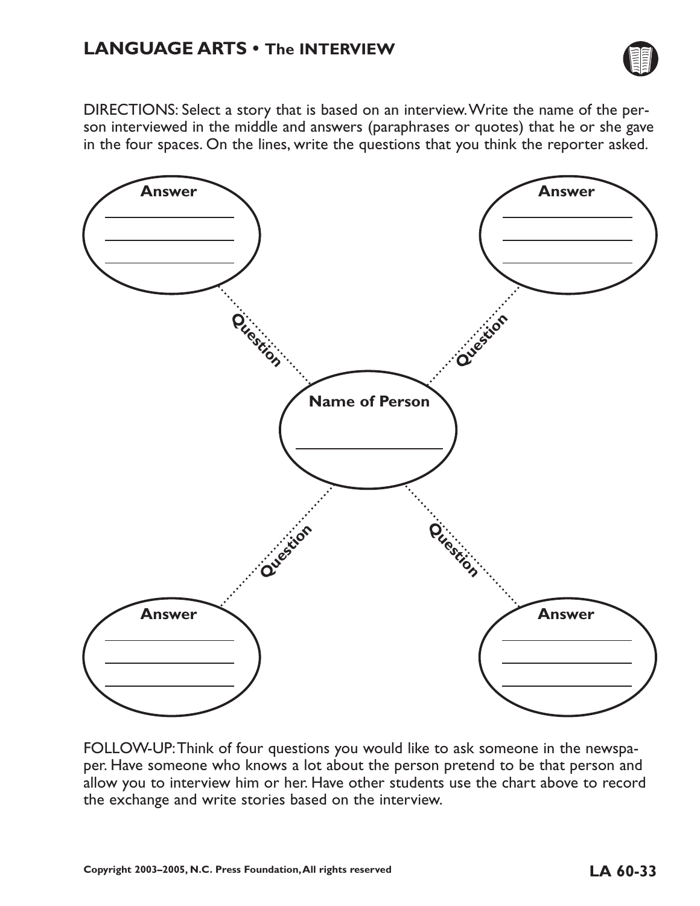## LANGUAGE ARTS • The INTERVIEW

DIRECTIONS: Select a story that is based on an interview. Write the name of the person interviewed in the middle and answers (paraphrases or quotes) that he or she gave in the four spaces. On the lines, write the questions that you think the reporter asked.

**Answer**

\_\_\_\_\_\_\_\_\_\_\_\_\_\_\_\_\_\_\_\_

\_\_\_\_\_\_\_\_\_\_\_\_\_\_\_\_\_\_\_\_

\_\_\_\_\_\_\_\_\_\_\_\_\_\_\_\_\_\_\_\_

**Question**

**Answer**

\_\_\_\_\_\_\_\_\_\_\_\_\_\_\_\_\_\_\_\_

\_\_\_\_\_\_\_\_\_\_\_\_\_\_\_\_\_\_\_\_

\_\_\_\_\_\_\_\_\_\_\_\_\_\_\_\_\_\_\_\_

**Question**

**Name of Person**

\_\_\_\_\_\_\_\_\_\_\_\_\_\_\_\_\_\_\_\_

**Question**

**Answer**

\_\_\_\_\_\_\_\_\_\_\_\_\_\_\_\_\_\_\_\_

\_\_\_\_\_\_\_\_\_\_\_\_\_\_\_\_\_\_\_\_

\_\_\_\_\_\_\_\_\_\_\_\_\_\_\_\_\_\_\_\_

**Question**

**Answer**

\_\_\_\_\_\_\_\_\_\_\_\_\_\_\_\_\_\_\_\_

\_\_\_\_\_\_\_\_\_\_\_\_\_\_\_\_\_\_\_\_

\_\_\_\_\_\_\_\_\_\_\_\_\_\_\_\_\_\_\_\_

FOLLOW-UP: Think of four questions you would like to ask someone in the newspaper. Have someone who knows a lot about the person pretend to be that person and allow you to interview him or her. Have other students use the chart above to record the exchange and write stories based on the interview.

Copyright 2003–2005, N.C. Press Foundation, All rights reserved

**LA 60-33**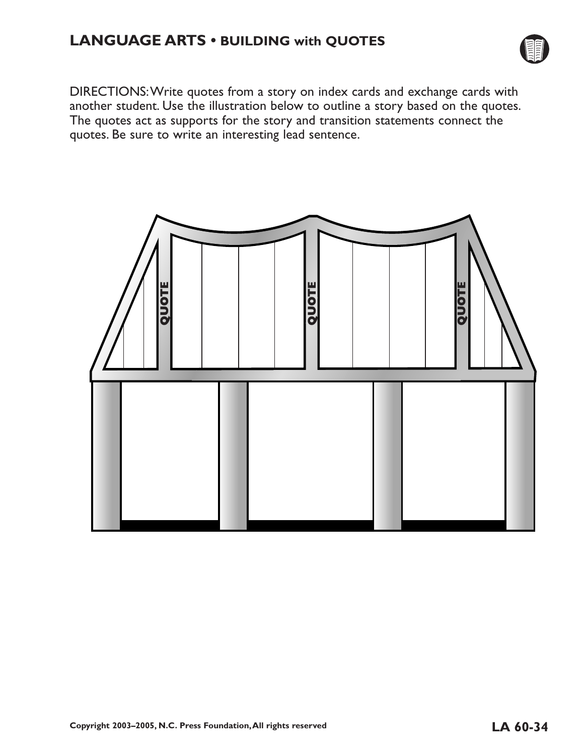## LANGUAGE ARTS • BUILDING with QUOTES

DIRECTIONS: Write quotes from a story on index cards and exchange cards with another student. Use the illustration below to outline a story based on the quotes. The quotes act as supports for the story and transition statements connect the quotes. Be sure to write an interesting lead sentence.

QUOTE

QUOTE

QUOTE

Copyright 2003–2005, N.C. Press Foundation, All rights reserved

LA 60-34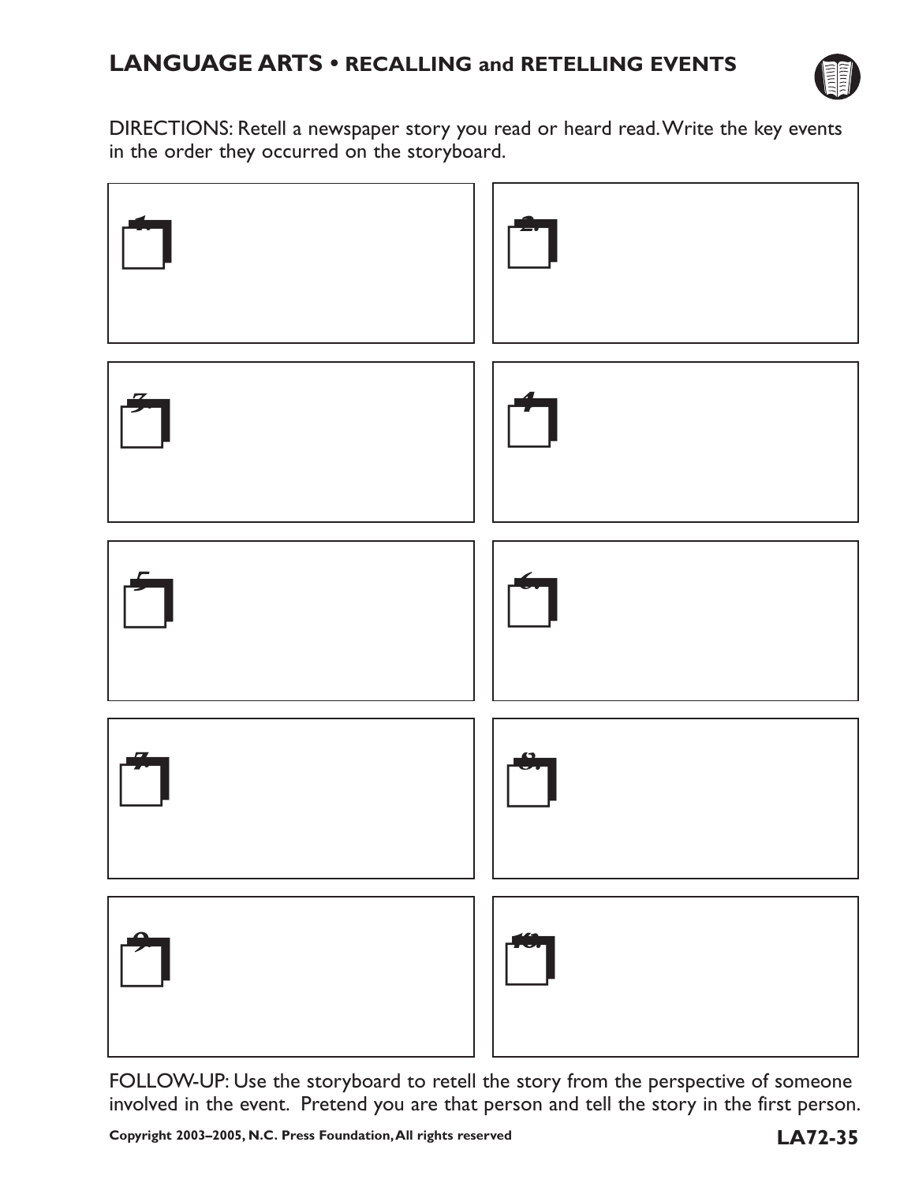## LANGUAGE ARTS • RECALLING and RETELLING EVENTS

DIRECTIONS: Retell a newspaper story you read or heard read. Write the key events in the order they occurred on the storyboard.

| | |
|---|---|
| 1. | 2. |
| 3. | 4. |
| 5. | 6. |
| 7. | 8. |
| 9. | 10. |

FOLLOW-UP: Use the storyboard to retell the story from the perspective of someone involved in the event. Pretend you are that person and tell the story in the first person.

Copyright 2003–2005, N.C. Press Foundation, All rights reserved

**LA72-35**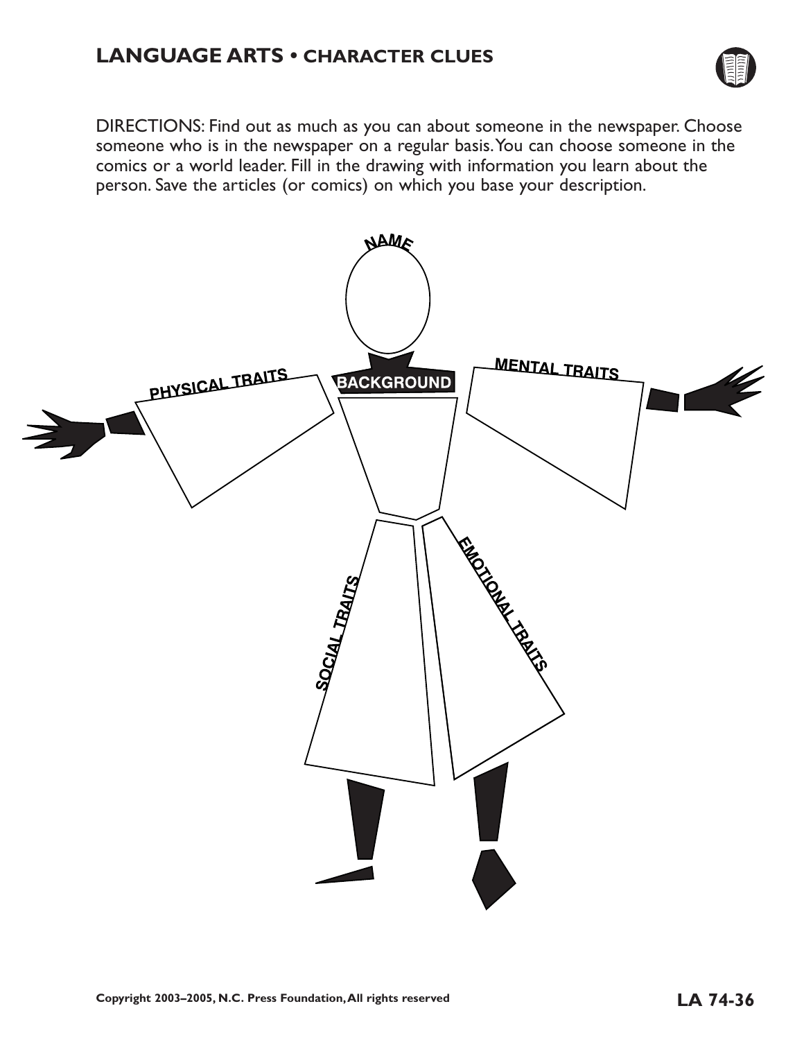## LANGUAGE ARTS • CHARACTER CLUES

DIRECTIONS: Find out as much as you can about someone in the newspaper. Choose someone who is in the newspaper on a regular basis. You can choose someone in the comics or a world leader. Fill in the drawing with information you learn about the person. Save the articles (or comics) on which you base your description.

NAME

PHYSICAL TRAITS

BACKGROUND

MENTAL TRAITS

SOCIAL TRAITS

EMOTIONAL TRAITS

Copyright 2003–2005, N.C. Press Foundation, All rights reserved

LA 74-36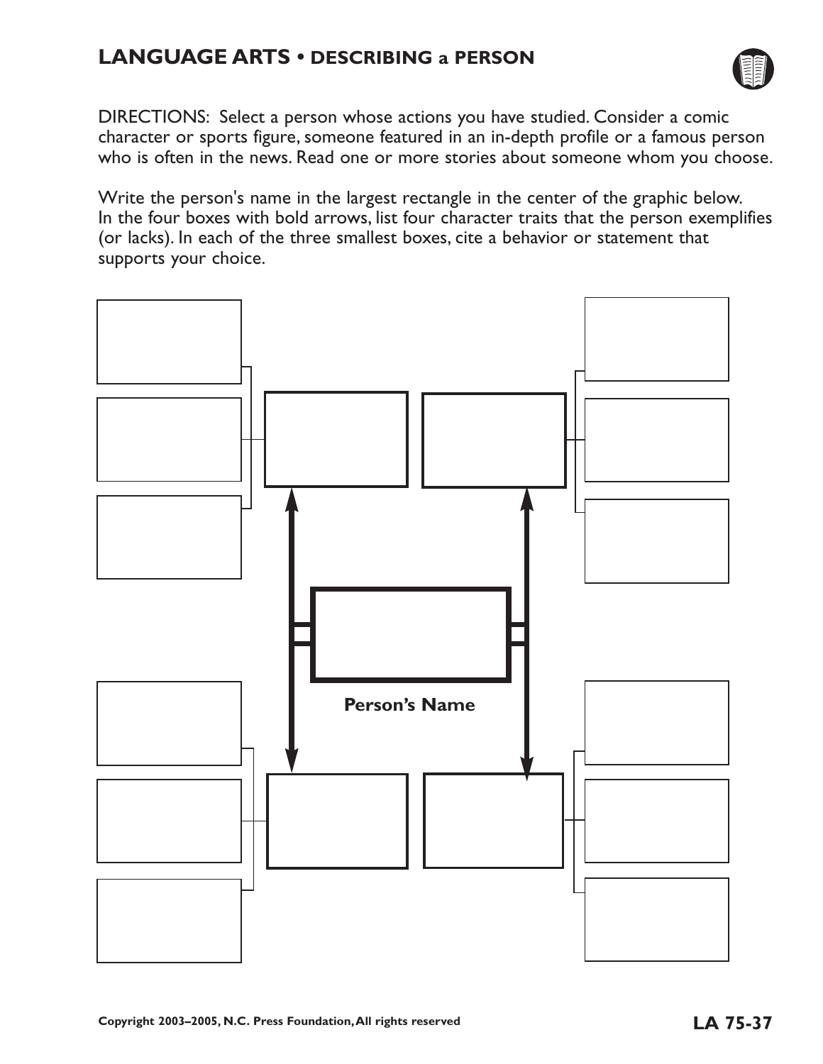# LANGUAGE ARTS • DESCRIBING a PERSON

DIRECTIONS: Select a person whose actions you have studied. Consider a comic character or sports figure, someone featured in an in-depth profile or a famous person who is often in the news. Read one or more stories about someone whom you choose.

Write the person's name in the largest rectangle in the center of the graphic below. In the four boxes with bold arrows, list four character traits that the person exemplifies (or lacks). In each of the three smallest boxes, cite a behavior or statement that supports your choice.

**Person's Name**

**LA 75-37**

**Copyright 2003–2005, N.C. Press Foundation, All rights reserved**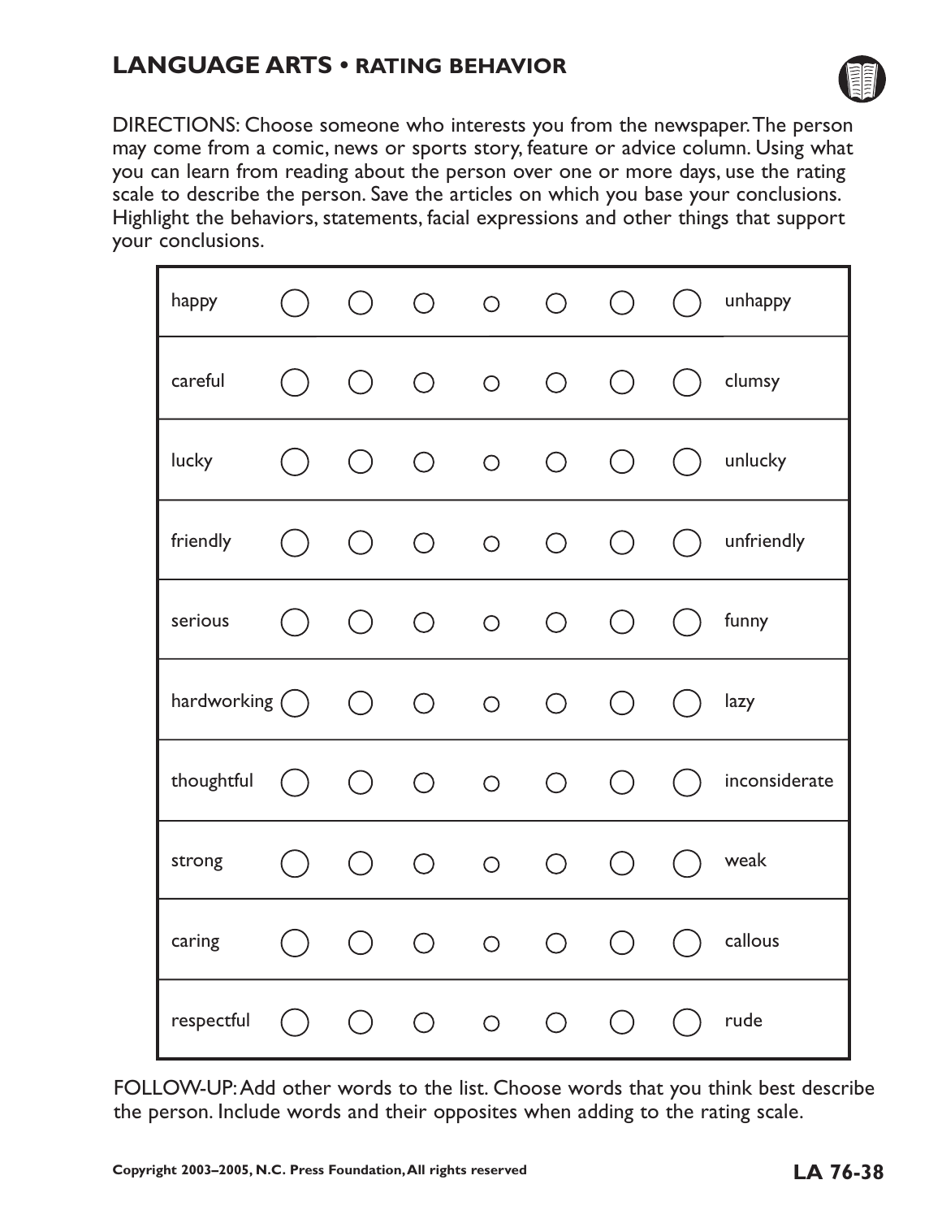## LANGUAGE ARTS • RATING BEHAVIOR

DIRECTIONS: Choose someone who interests you from the newspaper. The person may come from a comic, news or sports story, feature or advice column. Using what you can learn from reading about the person over one or more days, use the rating scale to describe the person. Save the articles on which you base your conclusions. Highlight the behaviors, statements, facial expressions and other things that support your conclusions.

| | | | | | | | |
|---|---|---|---|---|---|---|---|
| happy | ◯ | ◯ | ◯ | ○ | ◯ | ◯ | ◯ | unhappy |
| careful | ◯ | ◯ | ◯ | ○ | ◯ | ◯ | ◯ | clumsy |
| lucky | ◯ | ◯ | ◯ | ○ | ◯ | ◯ | ◯ | unlucky |
| friendly | ◯ | ◯ | ◯ | ○ | ◯ | ◯ | ◯ | unfriendly |
| serious | ◯ | ◯ | ◯ | ○ | ◯ | ◯ | ◯ | funny |
| hardworking | ◯ | ◯ | ◯ | ○ | ◯ | ◯ | ◯ | lazy |
| thoughtful | ◯ | ◯ | ◯ | ○ | ◯ | ◯ | ◯ | inconsiderate |
| strong | ◯ | ◯ | ◯ | ○ | ◯ | ◯ | ◯ | weak |
| caring | ◯ | ◯ | ◯ | ○ | ◯ | ◯ | ◯ | callous |
| respectful | ◯ | ◯ | ◯ | ○ | ◯ | ◯ | ◯ | rude |

FOLLOW-UP: Add other words to the list. Choose words that you think best describe the person. Include words and their opposites when adding to the rating scale.

Copyright 2003–2005, N.C. Press Foundation, All rights reserved

LA 76-38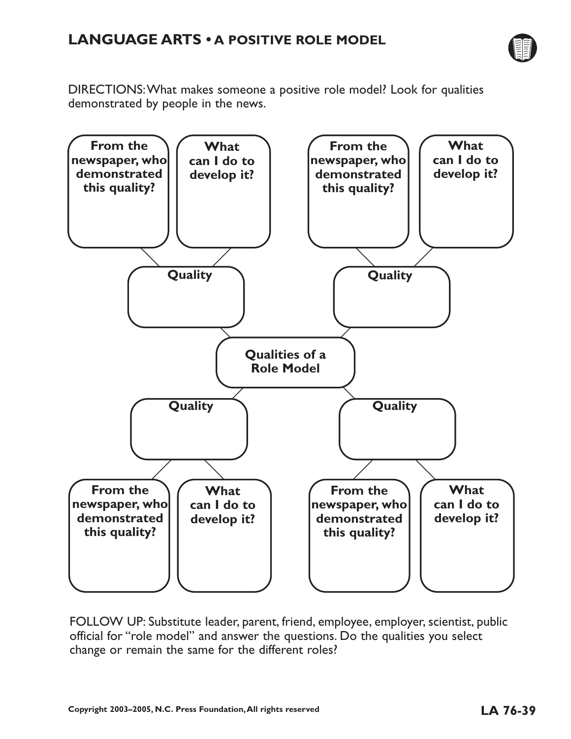# LANGUAGE ARTS • A POSITIVE ROLE MODEL

DIRECTIONS: What makes someone a positive role model? Look for qualities demonstrated by people in the news.

**Qualities of a Role Model**

**Quality**

- **From the newspaper, who demonstrated this quality?**
- **What can I do to develop it?**

**Quality**

- **From the newspaper, who demonstrated this quality?**
- **What can I do to develop it?**

**Quality**

- **From the newspaper, who demonstrated this quality?**
- **What can I do to develop it?**

**Quality**

- **From the newspaper, who demonstrated this quality?**
- **What can I do to develop it?**

FOLLOW UP: Substitute leader, parent, friend, employee, employer, scientist, public official for "role model" and answer the questions. Do the qualities you select change or remain the same for the different roles?

Copyright 2003–2005, N.C. Press Foundation, All rights reserved

**LA 76-39**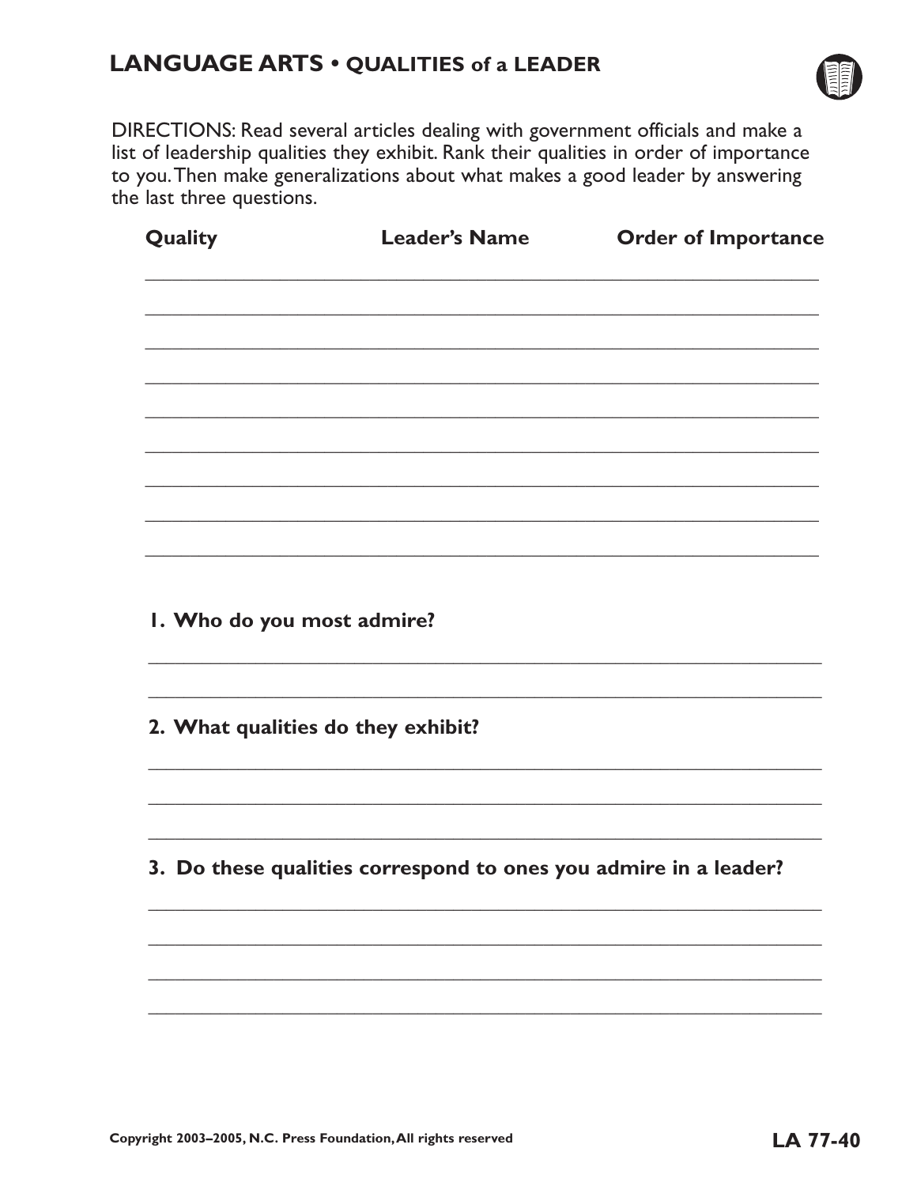# LANGUAGE ARTS • QUALITIES of a LEADER

DIRECTIONS: Read several articles dealing with government officials and make a list of leadership qualities they exhibit. Rank their qualities in order of importance to you. Then make generalizations about what makes a good leader by answering the last three questions.

| Quality | Leader's Name | Order of Importance |
|---|---|---|
| | | |
| | | |
| | | |
| | | |
| | | |
| | | |
| | | |
| | | |
| | | |

**1. Who do you most admire?**

_______________________________________________

_______________________________________________

**2. What qualities do they exhibit?**

_______________________________________________

_______________________________________________

_______________________________________________

**3. Do these qualities correspond to ones you admire in a leader?**

_______________________________________________

_______________________________________________

_______________________________________________

_______________________________________________

Copyright 2003–2005, N.C. Press Foundation, All rights reserved

LA 77-40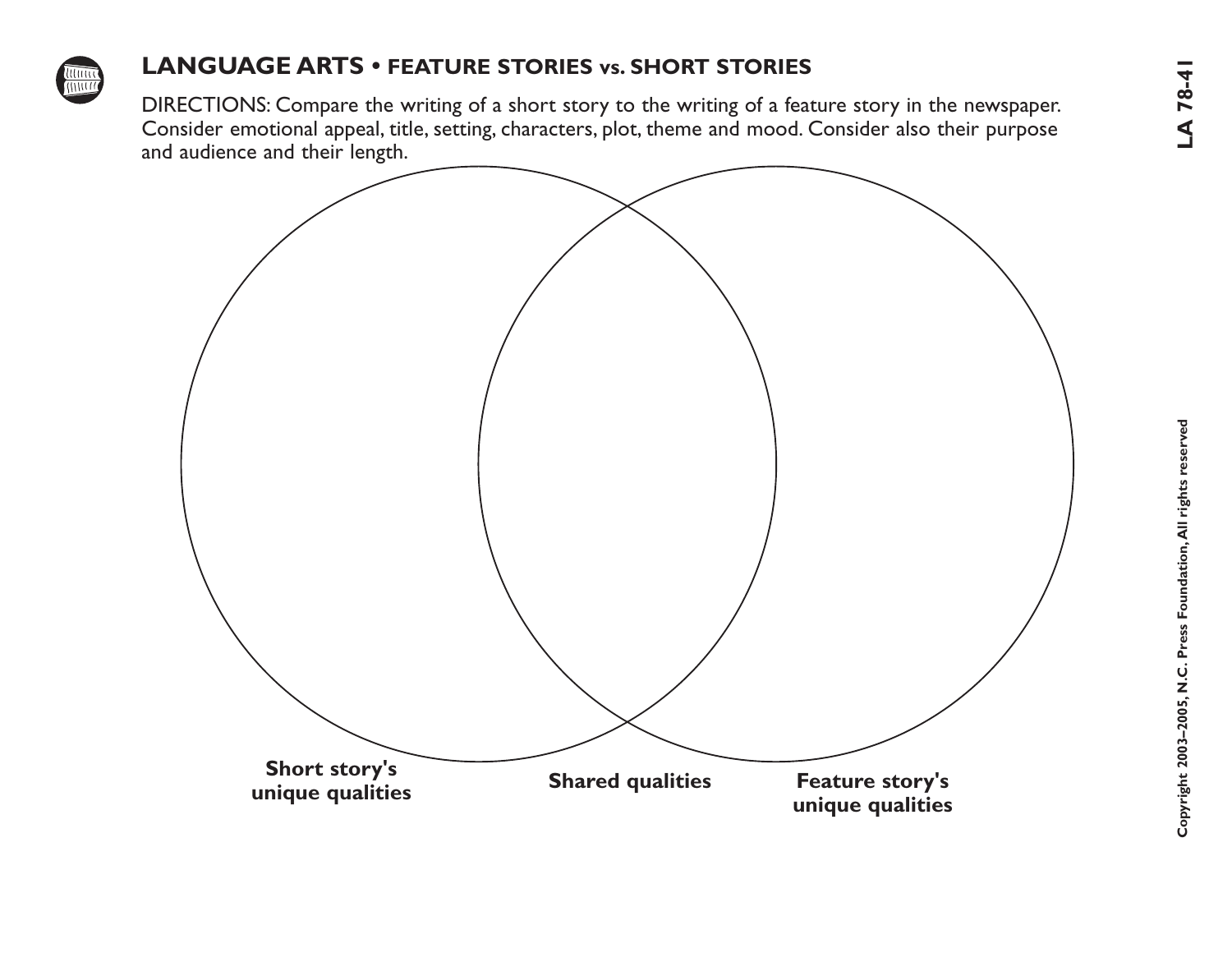## LANGUAGE ARTS • FEATURE STORIES vs. SHORT STORIES

DIRECTIONS: Compare the writing of a short story to the writing of a feature story in the newspaper. Consider emotional appeal, title, setting, characters, plot, theme and mood. Consider also their purpose and audience and their length.

**Short story's unique qualities**

**Shared qualities**

**Feature story's unique qualities**

LA 78-41

Copyright 2003–2005, N.C. Press Foundation, All rights reserved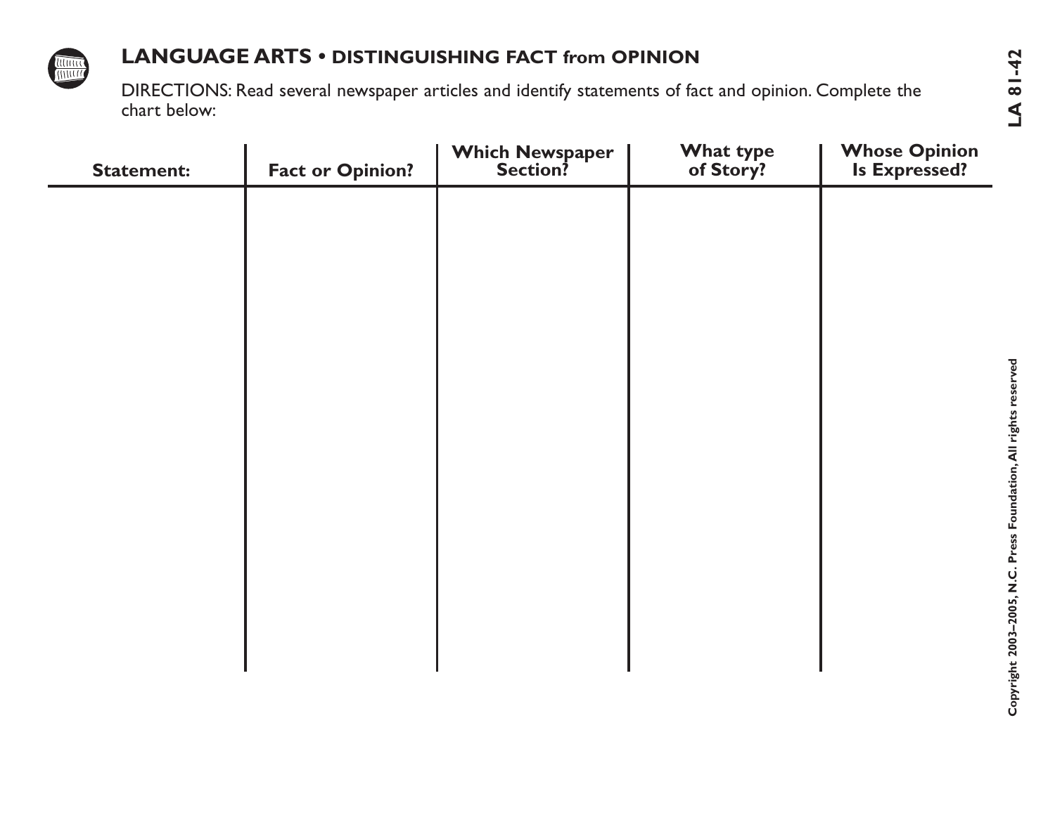## LANGUAGE ARTS • DISTINGUISHING FACT from OPINION

DIRECTIONS: Read several newspaper articles and identify statements of fact and opinion. Complete the chart below:

| Statement: | Fact or Opinion? | Which Newspaper Section? | What type of Story? | Whose Opinion Is Expressed? |
|---|---|---|---|---|
| | | | | |

LA 81-42

Copyright 2003–2005, N.C. Press Foundation, All rights reserved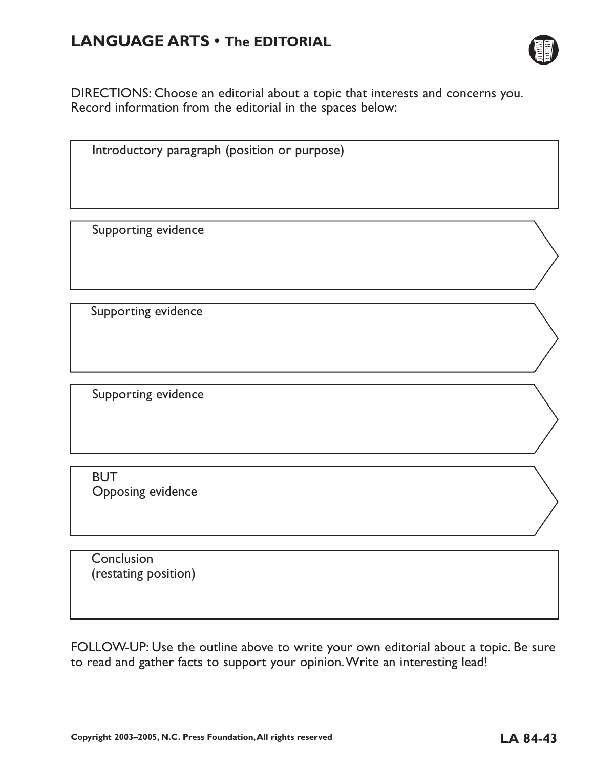# LANGUAGE ARTS • The EDITORIAL

DIRECTIONS: Choose an editorial about a topic that interests and concerns you. Record information from the editorial in the spaces below:

Introductory paragraph (position or purpose)

Supporting evidence

Supporting evidence

Supporting evidence

BUT
Opposing evidence

Conclusion
(restating position)

FOLLOW-UP: Use the outline above to write your own editorial about a topic. Be sure to read and gather facts to support your opinion. Write an interesting lead!

Copyright 2003–2005, N.C. Press Foundation, All rights reserved

**LA 84-43**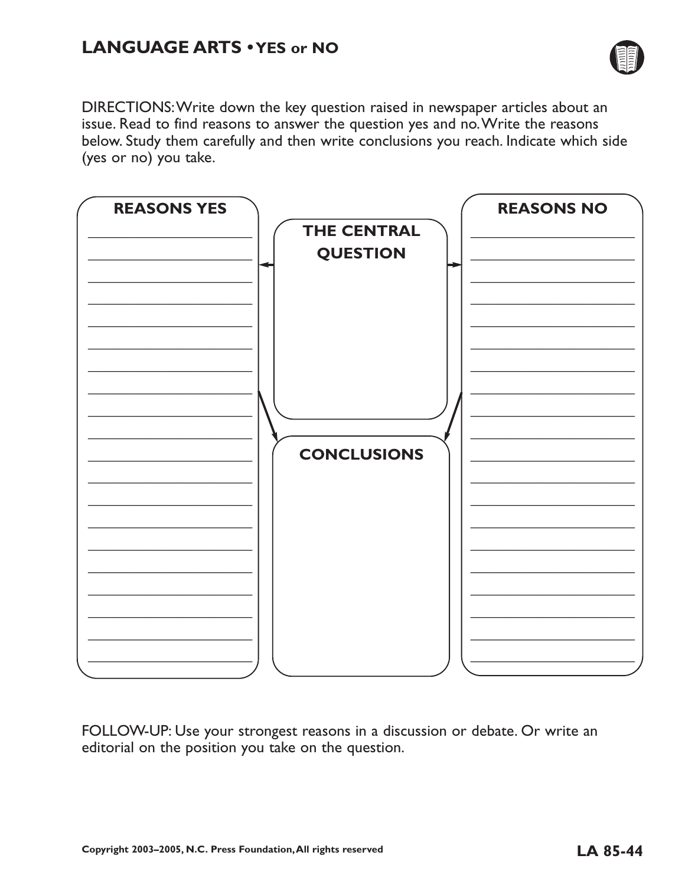## LANGUAGE ARTS • YES or NO

DIRECTIONS: Write down the key question raised in newspaper articles about an issue. Read to find reasons to answer the question yes and no. Write the reasons below. Study them carefully and then write conclusions you reach. Indicate which side (yes or no) you take.

**REASONS YES**

**THE CENTRAL QUESTION**

**REASONS NO**

**CONCLUSIONS**

FOLLOW-UP: Use your strongest reasons in a discussion or debate. Or write an editorial on the position you take on the question.

**Copyright 2003–2005, N.C. Press Foundation, All rights reserved**

**LA 85-44**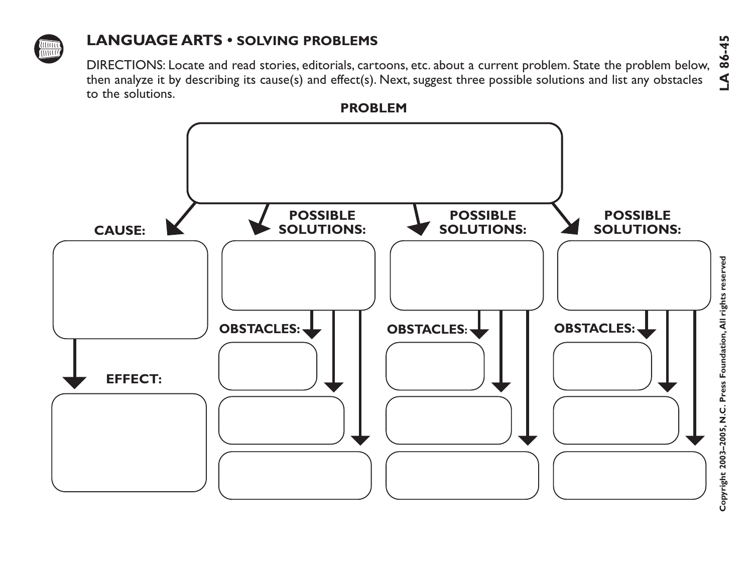## LANGUAGE ARTS • SOLVING PROBLEMS

DIRECTIONS: Locate and read stories, editorials, cartoons, etc. about a current problem. State the problem below, then analyze it by describing its cause(s) and effect(s). Next, suggest three possible solutions and list any obstacles to the solutions.

**PROBLEM**

**CAUSE:**

**EFFECT:**

**POSSIBLE SOLUTIONS:**

**OBSTACLES:**

**POSSIBLE SOLUTIONS:**

**OBSTACLES:**

**POSSIBLE SOLUTIONS:**

**OBSTACLES:**

LA 86-45

Copyright 2003–2005, N.C. Press Foundation, All rights reserved